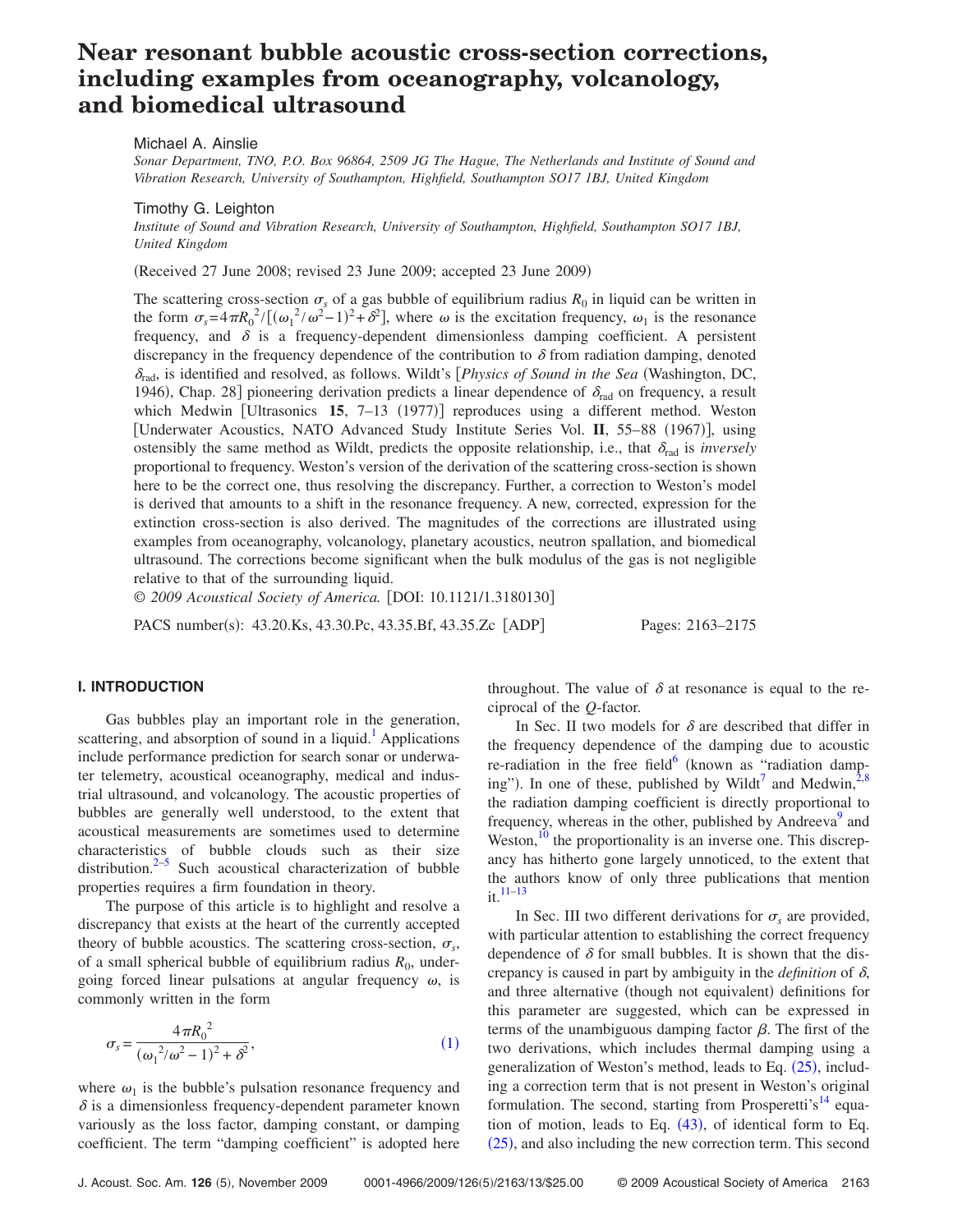# Near resonant bubble acoustic cross-section corrections, including examples from oceanography, volcanology, and biomedical ultrasound

Michael A. Ainslie

*Sonar Department, TNO, P.O. Box 96864, 2509 JG The Hague, The Netherlands and Institute of Sound and Vibration Research, University of Southampton, Highfield, Southampton SO17 1BJ, United Kingdom*

Timothy G. Leighton

*Institute of Sound and Vibration Research, University of Southampton, Highfield, Southampton SO17 1BJ, United Kingdom*

(Received 27 June 2008; revised 23 June 2009; accepted 23 June 2009)

The scattering cross-section $\sigma_s$ of a gas bubble of equilibrium radius $R_0$ in liquid can be written in the form $\sigma_s = 4\pi R_0^2 / [(\omega_1^2/\omega^2 - 1)^2 + \delta^2]$, where $\omega$ is the excitation frequency, $\omega_1$ is the resonance frequency, and $\delta$ is a frequency-dependent dimensionless damping coefficient. A persistent discrepancy in the frequency dependence of the contribution to $\delta$ from radiation damping, denoted $\delta_{rad}$, is identified and resolved, as follows. Wildt's [*Physics of Sound in the Sea* (Washington, DC, 1946), Chap. 28] pioneering derivation predicts a linear dependence of $\delta_{rad}$ on frequency, a result which Medwin [Ultrasonics **15**, 7–13 (1977)] reproduces using a different method. Weston [Underwater Acoustics, NATO Advanced Study Institute Series Vol. **II**, 55–88 (1967)], using ostensibly the same method as Wildt, predicts the opposite relationship, i.e., that $\delta_{rad}$ is *inversely* proportional to frequency. Weston's version of the derivation of the scattering cross-section is shown here to be the correct one, thus resolving the discrepancy. Further, a correction to Weston's model is derived that amounts to a shift in the resonance frequency. A new, corrected, expression for the extinction cross-section is also derived. The magnitudes of the corrections are illustrated using examples from oceanography, volcanology, planetary acoustics, neutron spallation, and biomedical ultrasound. The corrections become significant when the bulk modulus of the gas is not negligible relative to that of the surrounding liquid.

© *2009 Acoustical Society of America.* [DOI: 10.1121/1.3180130]

PACS number(s): 43.20.Ks, 43.30.Pc, 43.35.Bf, 43.35.Zc [ADP] Pages: 2163–2175

## I. INTRODUCTION

Gas bubbles play an important role in the generation, scattering, and absorption of sound in a liquid.[1] Applications include performance prediction for search sonar or underwater telemetry, acoustical oceanography, medical and industrial ultrasound, and volcanology. The acoustic properties of bubbles are generally well understood, to the extent that acoustical measurements are sometimes used to determine characteristics of bubble clouds such as their size distribution.[2–5] Such acoustical characterization of bubble properties requires a firm foundation in theory.

The purpose of this article is to highlight and resolve a discrepancy that exists at the heart of the currently accepted theory of bubble acoustics. The scattering cross-section, $\sigma_s$, of a small spherical bubble of equilibrium radius $R_0$, undergoing forced linear pulsations at angular frequency $\omega$, is commonly written in the form

$$\sigma_s = \frac{4\pi R_0^2}{(\omega_1^2/\omega^2 - 1)^2 + \delta^2}, \tag{1}$$

where $\omega_1$ is the bubble's pulsation resonance frequency and $\delta$ is a dimensionless frequency-dependent parameter known variously as the loss factor, damping constant, or damping coefficient. The term "damping coefficient" is adopted here throughout. The value of $\delta$ at resonance is equal to the reciprocal of the $Q$-factor.

In Sec. II two models for $\delta$ are described that differ in the frequency dependence of the damping due to acoustic re-radiation in the free field[6] (known as "radiation damping"). In one of these, published by Wildt[7] and Medwin,[2,8] the radiation damping coefficient is directly proportional to frequency, whereas in the other, published by Andreeva[9] and Weston,[10] the proportionality is an inverse one. This discrepancy has hitherto gone largely unnoticed, to the extent that the authors know of only three publications that mention it.[11–13]

In Sec. III two different derivations for $\sigma_s$ are provided, with particular attention to establishing the correct frequency dependence of $\delta$ for small bubbles. It is shown that the discrepancy is caused in part by ambiguity in the *definition* of $\delta$, and three alternative (though not equivalent) definitions for this parameter are suggested, which can be expressed in terms of the unambiguous damping factor $\beta$. The first of the two derivations, which includes thermal damping using a generalization of Weston's method, leads to Eq. (25), including a correction term that is not present in Weston's original formulation. The second, starting from Prosperetti's[14] equation of motion, leads to Eq. (43), of identical form to Eq. (25), and also including the new correction term. This second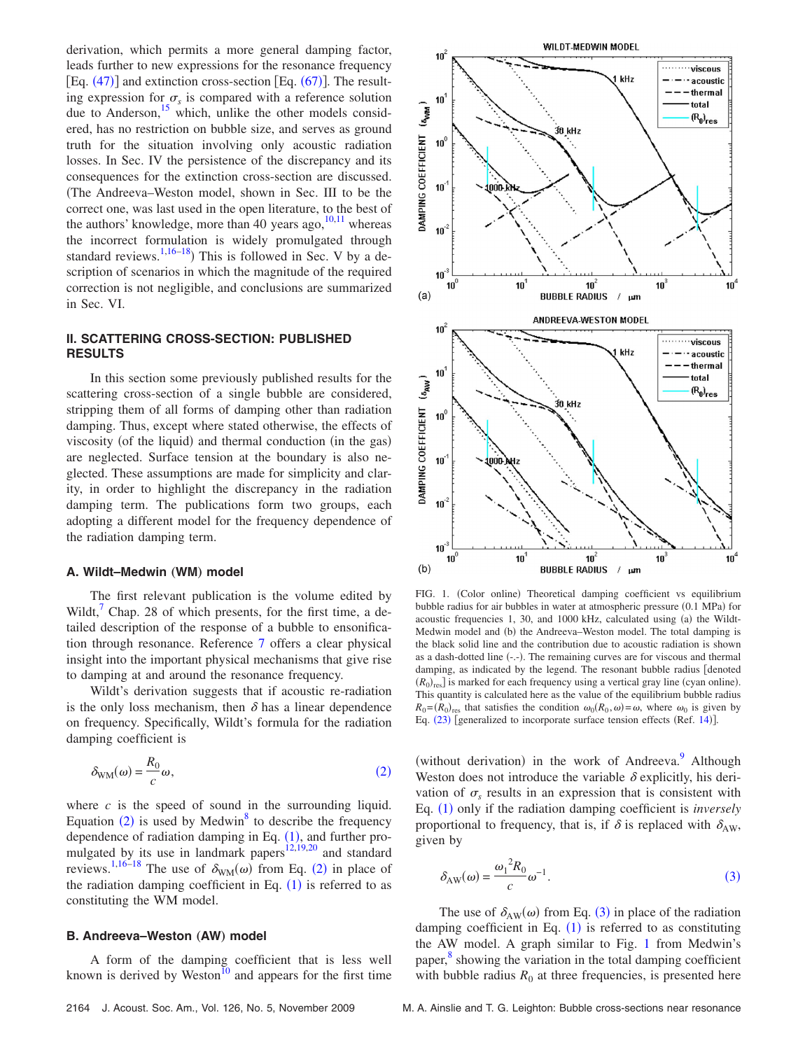derivation, which permits a more general damping factor, leads further to new expressions for the resonance frequency [Eq. (47)] and extinction cross-section [Eq. (67)]. The resulting expression for $\sigma_s$ is compared with a reference solution due to Anderson,[15] which, unlike the other models considered, has no restriction on bubble size, and serves as ground truth for the situation involving only acoustic radiation losses. In Sec. IV the persistence of the discrepancy and its consequences for the extinction cross-section are discussed. (The Andreeva–Weston model, shown in Sec. III to be the correct one, was last used in the open literature, to the best of the authors' knowledge, more than 40 years ago,[10,11] whereas the incorrect formulation is widely promulgated through standard reviews.[1,16–18]) This is followed in Sec. V by a description of scenarios in which the magnitude of the required correction is not negligible, and conclusions are summarized in Sec. VI.

## II. SCATTERING CROSS-SECTION: PUBLISHED RESULTS

In this section some previously published results for the scattering cross-section of a single bubble are considered, stripping them of all forms of damping other than radiation damping. Thus, except where stated otherwise, the effects of viscosity (of the liquid) and thermal conduction (in the gas) are neglected. Surface tension at the boundary is also neglected. These assumptions are made for simplicity and clarity, in order to highlight the discrepancy in the radiation damping term. The publications form two groups, each adopting a different model for the frequency dependence of the radiation damping term.

### A. Wildt–Medwin (WM) model

The first relevant publication is the volume edited by Wildt,[7] Chap. 28 of which presents, for the first time, a detailed description of the response of a bubble to ensonification through resonance. Reference 7 offers a clear physical insight into the important physical mechanisms that give rise to damping at and around the resonance frequency.

Wildt's derivation suggests that if acoustic re-radiation is the only loss mechanism, then $\delta$ has a linear dependence on frequency. Specifically, Wildt's formula for the radiation damping coefficient is

$$\delta_{\mathrm{WM}}(\omega) = \frac{R_0}{c}\omega, \tag{2}$$

where $c$ is the speed of sound in the surrounding liquid. Equation (2) is used by Medwin[8] to describe the frequency dependence of radiation damping in Eq. (1), and further promulgated by its use in landmark papers[12,19,20] and standard reviews.[1,16–18] The use of $\delta_{\mathrm{WM}}(\omega)$ from Eq. (2) in place of the radiation damping coefficient in Eq. (1) is referred to as constituting the WM model.

### B. Andreeva–Weston (AW) model

A form of the damping coefficient that is less well known is derived by Weston[10] and appears for the first time (without derivation) in the work of Andreeva.[9] Although Weston does not introduce the variable $\delta$ explicitly, his derivation of $\sigma_s$ results in an expression that is consistent with Eq. (1) only if the radiation damping coefficient is *inversely* proportional to frequency, that is, if $\delta$ is replaced with $\delta_{\mathrm{AW}}$, given by

$$\delta_{\mathrm{AW}}(\omega) = \frac{\omega_1{}^2 R_0}{c}\omega^{-1}. \tag{3}$$

The use of $\delta_{\mathrm{AW}}(\omega)$ from Eq. (3) in place of the radiation damping coefficient in Eq. (1) is referred to as constituting the AW model. A graph similar to Fig. 1 from Medwin's paper,[8] showing the variation in the total damping coefficient with bubble radius $R_0$ at three frequencies, is presented here

FIG. 1. (Color online) Theoretical damping coefficient vs equilibrium bubble radius for air bubbles in water at atmospheric pressure (0.1 MPa) for acoustic frequencies 1, 30, and 1000 kHz, calculated using (a) the Wildt-Medwin model and (b) the Andreeva-Weston model. The total damping is the black solid line and the contribution due to acoustic radiation is shown as a dash-dotted line (-.-). The remaining curves are for viscous and thermal damping, as indicated by the legend. The resonant bubble radius [denoted $(R_0)_{\mathrm{res}}$] is marked for each frequency using a vertical gray line (cyan online). This quantity is calculated here as the value of the equilibrium bubble radius $R_0=(R_0)_{\mathrm{res}}$ that satisfies the condition $\omega_0(R_0,\omega)=\omega$, where $\omega_0$ is given by Eq. (23) [generalized to incorporate surface tension effects (Ref. 14)].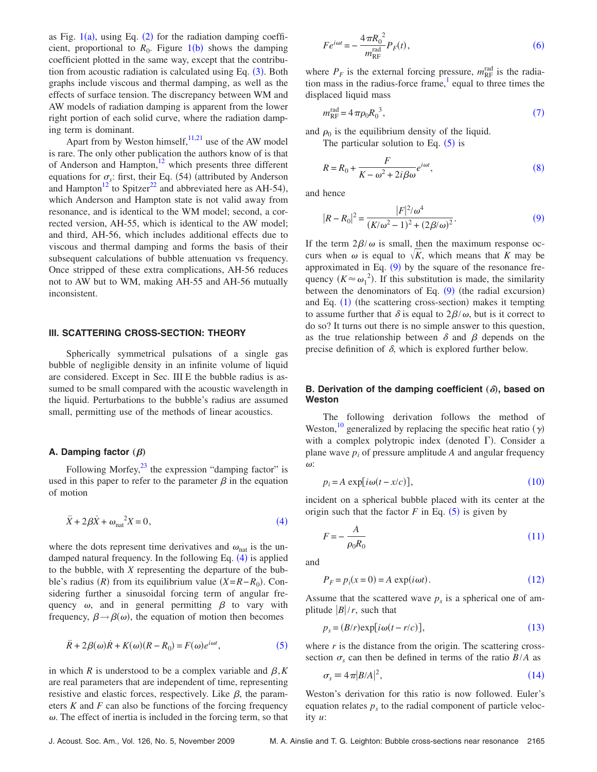as Fig. 1(a), using Eq. (2) for the radiation damping coefficient, proportional to $R_0$. Figure 1(b) shows the damping coefficient plotted in the same way, except that the contribution from acoustic radiation is calculated using Eq. (3). Both graphs include viscous and thermal damping, as well as the effects of surface tension. The discrepancy between WM and AW models of radiation damping is apparent from the lower right portion of each solid curve, where the radiation damping term is dominant.

Apart from by Weston himself,[11,21] use of the AW model is rare. The only other publication the authors know of is that of Anderson and Hampton,[12] which presents three different equations for $\sigma_s$: first, their Eq. (54) (attributed by Anderson and Hampton[12] to Spitzer[22] and abbreviated here as AH-54), which Anderson and Hampton state is not valid away from resonance, and is identical to the WM model; second, a corrected version, AH-55, which is identical to the AW model; and third, AH-56, which includes additional effects due to viscous and thermal damping and forms the basis of their subsequent calculations of bubble attenuation vs frequency. Once stripped of these extra complications, AH-56 reduces not to AW but to WM, making AH-55 and AH-56 mutually inconsistent.

## III. SCATTERING CROSS-SECTION: THEORY

Spherically symmetrical pulsations of a single gas bubble of negligible density in an infinite volume of liquid are considered. Except in Sec. III E the bubble radius is assumed to be small compared with the acoustic wavelength in the liquid. Perturbations to the bubble's radius are assumed small, permitting use of the methods of linear acoustics.

### A. Damping factor ($\beta$)

Following Morfey,[23] the expression "damping factor" is used in this paper to refer to the parameter $\beta$ in the equation of motion

$$\ddot{X} + 2\beta\dot{X} + \omega_{\text{nat}}^2 X = 0, \tag{4}$$

where the dots represent time derivatives and $\omega_{\text{nat}}$ is the undamped natural frequency. In the following Eq. (4) is applied to the bubble, with $X$ representing the departure of the bubble's radius ($R$) from its equilibrium value ($X = R - R_0$). Considering further a sinusoidal forcing term of angular frequency $\omega$, and in general permitting $\beta$ to vary with frequency, $\beta \to \beta(\omega)$, the equation of motion then becomes

$$\ddot{R} + 2\beta(\omega)\dot{R} + K(\omega)(R - R_0) = F(\omega)e^{i\omega t}, \tag{5}$$

in which $R$ is understood to be a complex variable and $\beta, K$ are real parameters that are independent of time, representing resistive and elastic forces, respectively. Like $\beta$, the parameters $K$ and $F$ can also be functions of the forcing frequency $\omega$. The effect of inertia is included in the forcing term, so that

$$Fe^{i\omega t} = -\frac{4\pi R_0^2}{m_{\text{RF}}^{\text{rad}}} P_F(t), \tag{6}$$

where $P_F$ is the external forcing pressure, $m_{\text{RF}}^{\text{rad}}$ is the radiation mass in the radius-force frame,[1] equal to three times the displaced liquid mass

$$m_{\text{RF}}^{\text{rad}} = 4\pi\rho_0 R_0^3, \tag{7}$$

and $\rho_0$ is the equilibrium density of the liquid.

The particular solution to Eq. (5) is

$$R = R_0 + \frac{F}{K - \omega^2 + 2i\beta\omega} e^{i\omega t}, \tag{8}$$

and hence

$$|R - R_0|^2 = \frac{|F|^2/\omega^4}{(K/\omega^2 - 1)^2 + (2\beta/\omega)^2}. \tag{9}$$

If the term $2\beta/\omega$ is small, then the maximum response occurs when $\omega$ is equal to $\sqrt{K}$, which means that $K$ may be approximated in Eq. (9) by the square of the resonance frequency ($K \approx \omega_1^2$). If this substitution is made, the similarity between the denominators of Eq. (9) (the radial excursion) and Eq. (1) (the scattering cross-section) makes it tempting to assume further that $\delta$ is equal to $2\beta/\omega$, but is it correct to do so? It turns out there is no simple answer to this question, as the true relationship between $\delta$ and $\beta$ depends on the precise definition of $\delta$, which is explored further below.

### B. Derivation of the damping coefficient ($\delta$), based on Weston

The following derivation follows the method of Weston,[10] generalized by replacing the specific heat ratio ($\gamma$) with a complex polytropic index (denoted $\Gamma$). Consider a plane wave $p_i$ of pressure amplitude $A$ and angular frequency $\omega$:

$$p_i = A \exp[i\omega(t - x/c)], \tag{10}$$

incident on a spherical bubble placed with its center at the origin such that the factor $F$ in Eq. (5) is given by

$$F = -\frac{A}{\rho_0 R_0} \tag{11}$$

and

$$P_F = p_i(x=0) = A \exp(i\omega t). \tag{12}$$

Assume that the scattered wave $p_s$ is a spherical one of amplitude $|B|/r$, such that

$$p_s = (B/r)\exp[i\omega(t - r/c)], \tag{13}$$

where $r$ is the distance from the origin. The scattering cross-section $\sigma_s$ can then be defined in terms of the ratio $B/A$ as

$$\sigma_s \equiv 4\pi|B/A|^2, \tag{14}$$

Weston's derivation for this ratio is now followed. Euler's equation relates $p_s$ to the radial component of particle velocity $u$: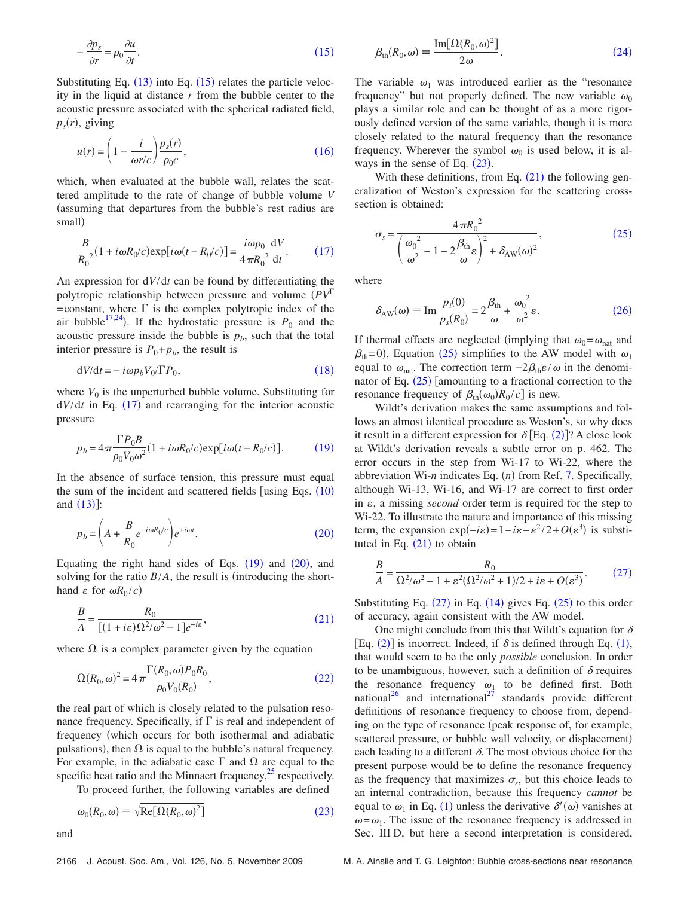$$-\frac{\partial p_s}{\partial r} = \rho_0 \frac{\partial u}{\partial t}. \tag{15}$$

Substituting Eq. (13) into Eq. (15) relates the particle velocity in the liquid at distance $r$ from the bubble center to the acoustic pressure associated with the spherical radiated field, $p_s(r)$, giving

$$u(r) = \left(1 - \frac{i}{\omega r/c}\right)\frac{p_s(r)}{\rho_0 c}, \tag{16}$$

which, when evaluated at the bubble wall, relates the scattered amplitude to the rate of change of bubble volume $V$ (assuming that departures from the bubble's rest radius are small)

$$\frac{B}{R_0^2}(1 + i\omega R_0/c)\exp[i\omega(t - R_0/c)] = \frac{i\omega\rho_0}{4\pi R_0^2}\frac{\mathrm{d}V}{\mathrm{d}t}. \tag{17}$$

An expression for $\mathrm{d}V/\mathrm{d}t$ can be found by differentiating the polytropic relationship between pressure and volume ($PV^\Gamma$ =constant, where $\Gamma$ is the complex polytropic index of the air bubble[17,24]). If the hydrostatic pressure is $P_0$ and the acoustic pressure inside the bubble is $p_b$, such that the total interior pressure is $P_0+p_b$, the result is

$$\mathrm{d}V/\mathrm{d}t = -i\omega p_b V_0/\Gamma P_0, \tag{18}$$

where $V_0$ is the unperturbed bubble volume. Substituting for $\mathrm{d}V/\mathrm{d}t$ in Eq. (17) and rearranging for the interior acoustic pressure

$$p_b = 4\pi\frac{\Gamma P_0 B}{\rho_0 V_0 \omega^2}(1 + i\omega R_0/c)\exp[i\omega(t - R_0/c)]. \tag{19}$$

In the absence of surface tension, this pressure must equal the sum of the incident and scattered fields [using Eqs. (10) and (13)]:

$$p_b = \left(A + \frac{B}{R_0}e^{-i\omega R_0/c}\right)e^{+i\omega t}. \tag{20}$$

Equating the right hand sides of Eqs. (19) and (20), and solving for the ratio $B/A$, the result is (introducing the shorthand $\varepsilon$ for $\omega R_0/c$)

$$\frac{B}{A} = \frac{R_0}{[(1+i\varepsilon)\Omega^2/\omega^2 - 1]e^{-i\varepsilon}}, \tag{21}$$

where $\Omega$ is a complex parameter given by the equation

$$\Omega(R_0,\omega)^2 = 4\pi\frac{\Gamma(R_0,\omega)P_0 R_0}{\rho_0 V_0(R_0)}, \tag{22}$$

the real part of which is closely related to the pulsation resonance frequency. Specifically, if $\Gamma$ is real and independent of frequency (which occurs for both isothermal and adiabatic pulsations), then $\Omega$ is equal to the bubble's natural frequency. For example, in the adiabatic case $\Gamma$ and $\Omega$ are equal to the specific heat ratio and the Minnaert frequency,[25] respectively.

To proceed further, the following variables are defined

$$\omega_0(R_0,\omega) \equiv \sqrt{\mathrm{Re}[\Omega(R_0,\omega)^2]} \tag{23}$$

and

$$\beta_{\mathrm{th}}(R_0,\omega) \equiv \frac{\mathrm{Im}[\Omega(R_0,\omega)^2]}{2\omega}. \tag{24}$$

The variable $\omega_1$ was introduced earlier as the "resonance frequency" but not properly defined. The new variable $\omega_0$ plays a similar role and can be thought of as a more rigorously defined version of the same variable, though it is more closely related to the natural frequency than the resonance frequency. Wherever the symbol $\omega_0$ is used below, it is always in the sense of Eq. (23).

With these definitions, from Eq. (21) the following generalization of Weston's expression for the scattering cross-section is obtained:

$$\sigma_s = \frac{4\pi R_0^2}{\left(\frac{\omega_0^2}{\omega^2} - 1 - 2\frac{\beta_{\mathrm{th}}}{\omega}\varepsilon\right)^2 + \delta_{\mathrm{AW}}(\omega)^2}, \tag{25}$$

where

$$\delta_{\mathrm{AW}}(\omega) \equiv \mathrm{Im}\,\frac{p_i(0)}{p_s(R_0)} = 2\frac{\beta_{\mathrm{th}}}{\omega} + \frac{\omega_0^2}{\omega^2}\varepsilon. \tag{26}$$

If thermal effects are neglected (implying that $\omega_0=\omega_{\mathrm{nat}}$ and $\beta_{\mathrm{th}}=0$), Equation (25) simplifies to the AW model with $\omega_1$ equal to $\omega_{\mathrm{nat}}$. The correction term $-2\beta_{\mathrm{th}}\varepsilon/\omega$ in the denominator of Eq. (25) [amounting to a fractional correction to the resonance frequency of $\beta_{\mathrm{th}}(\omega_0)R_0/c$] is new.

Wildt's derivation makes the same assumptions and follows an almost identical procedure as Weston's, so why does it result in a different expression for $\delta$ [Eq. (2)]? A close look at Wildt's derivation reveals a subtle error on p. 462. The error occurs in the step from Wi-17 to Wi-22, where the abbreviation Wi-$n$ indicates Eq. ($n$) from Ref. 7. Specifically, although Wi-13, Wi-16, and Wi-17 are correct to first order in $\varepsilon$, a missing *second* order term is required for the step to Wi-22. To illustrate the nature and importance of this missing term, the expansion $\exp(-i\varepsilon) = 1 - i\varepsilon - \varepsilon^2/2 + O(\varepsilon^3)$ is substituted in Eq. (21) to obtain

$$\frac{B}{A} = \frac{R_0}{\Omega^2/\omega^2 - 1 + \varepsilon^2(\Omega^2/\omega^2 + 1)/2 + i\varepsilon + O(\varepsilon^3)}. \tag{27}$$

Substituting Eq. (27) in Eq. (14) gives Eq. (25) to this order of accuracy, again consistent with the AW model.

One might conclude from this that Wildt's equation for $\delta$ [Eq. (2)] is incorrect. Indeed, if $\delta$ is defined through Eq. (1), that would seem to be the only *possible* conclusion. In order to be unambiguous, however, such a definition of $\delta$ requires the resonance frequency $\omega_1$ to be defined first. Both national[26] and international[27] standards provide different definitions of resonance frequency to choose from, depending on the type of resonance (peak response of, for example, scattered pressure, or bubble wall velocity, or displacement) each leading to a different $\delta$. The most obvious choice for the present purpose would be to define the resonance frequency as the frequency that maximizes $\sigma_s$, but this choice leads to an internal contradiction, because this frequency *cannot* be equal to $\omega_1$ in Eq. (1) unless the derivative $\delta'(\omega)$ vanishes at $\omega=\omega_1$. The issue of the resonance frequency is addressed in Sec. III D, but here a second interpretation is considered,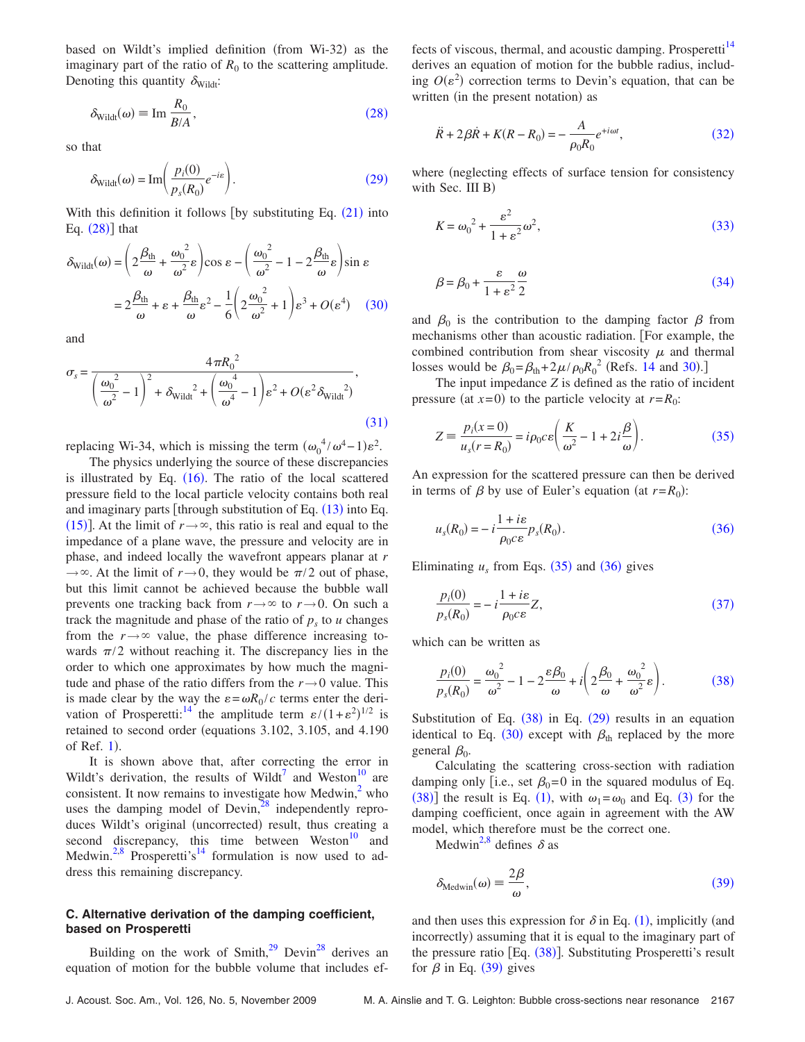based on Wildt's implied definition (from Wi-32) as the imaginary part of the ratio of $R_0$ to the scattering amplitude. Denoting this quantity $\delta_{\text{Wildt}}$:

$$\delta_{\text{Wildt}}(\omega) \equiv \operatorname{Im} \frac{R_0}{B/A}, \tag{28}$$

so that

$$\delta_{\text{Wildt}}(\omega) = \operatorname{Im}\left(\frac{p_i(0)}{p_s(R_0)} e^{-i\varepsilon}\right). \tag{29}$$

With this definition it follows [by substituting Eq. (21) into Eq. (28)] that

$$\delta_{\text{Wildt}}(\omega) = \left(2\frac{\beta_{\text{th}}}{\omega} + \frac{\omega_0^2}{\omega^2}\varepsilon\right)\cos\varepsilon - \left(\frac{\omega_0^2}{\omega^2} - 1 - 2\frac{\beta_{\text{th}}}{\omega}\varepsilon\right)\sin\varepsilon$$

$$= 2\frac{\beta_{\text{th}}}{\omega} + \varepsilon + \frac{\beta_{\text{th}}}{\omega}\varepsilon^2 - \frac{1}{6}\left(2\frac{\omega_0^2}{\omega^2} + 1\right)\varepsilon^3 + O(\varepsilon^4) \tag{30}$$

and

$$\sigma_s = \frac{4\pi R_0^2}{\left(\frac{\omega_0^2}{\omega^2} - 1\right)^2 + \delta_{\text{Wildt}}^2 + \left(\frac{\omega_0^4}{\omega^4} - 1\right)\varepsilon^2 + O(\varepsilon^2\delta_{\text{Wildt}}^2)}, \tag{31}$$

replacing Wi-34, which is missing the term $(\omega_0^4/\omega^4 - 1)\varepsilon^2$.

The physics underlying the source of these discrepancies is illustrated by Eq. (16). The ratio of the local scattered pressure field to the local particle velocity contains both real and imaginary parts [through substitution of Eq. (13) into Eq. (15)]. At the limit of $r\to\infty$, this ratio is real and equal to the impedance of a plane wave, the pressure and velocity are in phase, and indeed locally the wavefront appears planar at $r\to\infty$. At the limit of $r\to 0$, they would be $\pi/2$ out of phase, but this limit cannot be achieved because the bubble wall prevents one tracking back from $r\to\infty$ to $r\to 0$. On such a track the magnitude and phase of the ratio of $p_s$ to $u$ changes from the $r\to\infty$ value, the phase difference increasing towards $\pi/2$ without reaching it. The discrepancy lies in the order to which one approximates by how much the magnitude and phase of the ratio differs from the $r\to 0$ value. This is made clear by the way the $\varepsilon = \omega R_0/c$ terms enter the derivation of Prosperetti:[14] the amplitude term $\varepsilon/(1+\varepsilon^2)^{1/2}$ is retained to second order (equations 3.102, 3.105, and 4.190 of Ref. 1).

It is shown above that, after correcting the error in Wildt's derivation, the results of Wildt[7] and Weston[10] are consistent. It now remains to investigate how Medwin,[2] who uses the damping model of Devin,[28] independently reproduces Wildt's original (uncorrected) result, thus creating a second discrepancy, this time between Weston[10] and Medwin.[2,8] Prosperetti's[14] formulation is now used to address this remaining discrepancy.

### C. Alternative derivation of the damping coefficient, based on Prosperetti

Building on the work of Smith,[29] Devin[28] derives an equation of motion for the bubble volume that includes effects of viscous, thermal, and acoustic damping. Prosperetti[14] derives an equation of motion for the bubble radius, including $O(\varepsilon^2)$ correction terms to Devin's equation, that can be written (in the present notation) as

$$\ddot{R} + 2\beta\dot{R} + K(R - R_0) = -\frac{A}{\rho_0 R_0} e^{+i\omega t}, \tag{32}$$

where (neglecting effects of surface tension for consistency with Sec. III B)

$$K = \omega_0^2 + \frac{\varepsilon^2}{1+\varepsilon^2}\omega^2, \tag{33}$$

$$\beta = \beta_0 + \frac{\varepsilon}{1+\varepsilon^2}\frac{\omega}{2} \tag{34}$$

and $\beta_0$ is the contribution to the damping factor $\beta$ from mechanisms other than acoustic radiation. [For example, the combined contribution from shear viscosity $\mu$ and thermal losses would be $\beta_0 = \beta_{\text{th}} + 2\mu/\rho_0 R_0^2$ (Refs. 14 and 30).]

The input impedance $Z$ is defined as the ratio of incident pressure (at $x=0$) to the particle velocity at $r=R_0$:

$$Z \equiv \frac{p_i(x=0)}{u_s(r=R_0)} = i\rho_0 c\varepsilon\left(\frac{K}{\omega^2} - 1 + 2i\frac{\beta}{\omega}\right). \tag{35}$$

An expression for the scattered pressure can then be derived in terms of $\beta$ by use of Euler's equation (at $r=R_0$):

$$u_s(R_0) = -i\frac{1+i\varepsilon}{\rho_0 c\varepsilon} p_s(R_0). \tag{36}$$

Eliminating $u_s$ from Eqs. (35) and (36) gives

$$\frac{p_i(0)}{p_s(R_0)} = -i\frac{1+i\varepsilon}{\rho_0 c\varepsilon} Z, \tag{37}$$

which can be written as

$$\frac{p_i(0)}{p_s(R_0)} = \frac{\omega_0^2}{\omega^2} - 1 - 2\frac{\varepsilon\beta_0}{\omega} + i\left(2\frac{\beta_0}{\omega} + \frac{\omega_0^2}{\omega^2}\varepsilon\right). \tag{38}$$

Substitution of Eq. (38) in Eq. (29) results in an equation identical to Eq. (30) except with $\beta_{\text{th}}$ replaced by the more general $\beta_0$.

Calculating the scattering cross-section with radiation damping only [i.e., set $\beta_0 = 0$ in the squared modulus of Eq. (38)] the result is Eq. (1), with $\omega_1 = \omega_0$ and Eq. (3) for the damping coefficient, once again in agreement with the AW model, which therefore must be the correct one.

Medwin[2,8] defines $\delta$ as

$$\delta_{\text{Medwin}}(\omega) \equiv \frac{2\beta}{\omega}, \tag{39}$$

and then uses this expression for $\delta$ in Eq. (1), implicitly (and incorrectly) assuming that it is equal to the imaginary part of the pressure ratio [Eq. (38)]. Substituting Prosperetti's result for $\beta$ in Eq. (39) gives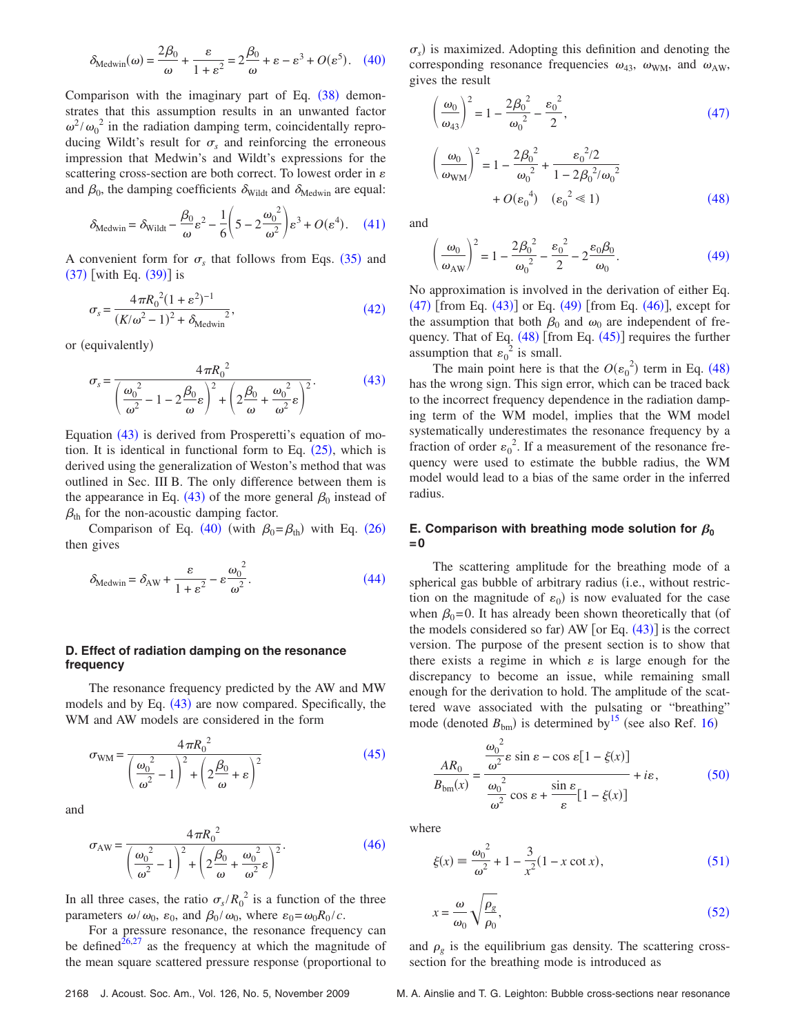$$\delta_{\text{Medwin}}(\omega) = \frac{2\beta_0}{\omega} + \frac{\varepsilon}{1+\varepsilon^2} = 2\frac{\beta_0}{\omega} + \varepsilon - \varepsilon^3 + O(\varepsilon^5). \quad (40)$$

Comparison with the imaginary part of Eq. (38) demonstrates that this assumption results in an unwanted factor $\omega^2/\omega_0{}^2$ in the radiation damping term, coincidentally reproducing Wildt's result for $\sigma_s$ and reinforcing the erroneous impression that Medwin's and Wildt's expressions for the scattering cross-section are both correct. To lowest order in $\varepsilon$ and $\beta_0$, the damping coefficients $\delta_{\text{Wildt}}$ and $\delta_{\text{Medwin}}$ are equal:

$$\delta_{\text{Medwin}} = \delta_{\text{Wildt}} - \frac{\beta_0}{\omega}\varepsilon^2 - \frac{1}{6}\left(5 - 2\frac{\omega_0{}^2}{\omega^2}\right)\varepsilon^3 + O(\varepsilon^4). \quad (41)$$

A convenient form for $\sigma_s$ that follows from Eqs. (35) and (37) [with Eq. (39)] is

$$\sigma_s = \frac{4\pi R_0{}^2(1+\varepsilon^2)^{-1}}{(K/\omega^2 - 1)^2 + \delta_{\text{Medwin}}{}^2}, \quad (42)$$

or (equivalently)

$$\sigma_s = \frac{4\pi R_0{}^2}{\left(\frac{\omega_0{}^2}{\omega^2} - 1 - 2\frac{\beta_0}{\omega}\varepsilon\right)^2 + \left(2\frac{\beta_0}{\omega} + \frac{\omega_0{}^2}{\omega^2}\varepsilon\right)^2}. \quad (43)$$

Equation (43) is derived from Prosperetti's equation of motion. It is identical in functional form to Eq. (25), which is derived using the generalization of Weston's method that was outlined in Sec. III B. The only difference between them is the appearance in Eq. (43) of the more general $\beta_0$ instead of $\beta_{\text{th}}$ for the non-acoustic damping factor.

Comparison of Eq. (40) (with $\beta_0 = \beta_{\text{th}}$) with Eq. (26) then gives

$$\delta_{\text{Medwin}} = \delta_{\text{AW}} + \frac{\varepsilon}{1+\varepsilon^2} - \varepsilon\frac{\omega_0{}^2}{\omega^2}. \quad (44)$$

### D. Effect of radiation damping on the resonance frequency

The resonance frequency predicted by the AW and MW models and by Eq. (43) are now compared. Specifically, the WM and AW models are considered in the form

$$\sigma_{\text{WM}} = \frac{4\pi R_0{}^2}{\left(\frac{\omega_0{}^2}{\omega^2} - 1\right)^2 + \left(2\frac{\beta_0}{\omega} + \varepsilon\right)^2} \quad (45)$$

and

$$\sigma_{\text{AW}} = \frac{4\pi R_0{}^2}{\left(\frac{\omega_0{}^2}{\omega^2} - 1\right)^2 + \left(2\frac{\beta_0}{\omega} + \frac{\omega_0{}^2}{\omega^2}\varepsilon\right)^2}. \quad (46)$$

In all three cases, the ratio $\sigma_s/R_0{}^2$ is a function of the three parameters $\omega/\omega_0$, $\varepsilon_0$, and $\beta_0/\omega_0$, where $\varepsilon_0 = \omega_0 R_0/c$.

For a pressure resonance, the resonance frequency can be defined[26,27] as the frequency at which the magnitude of the mean square scattered pressure response (proportional to $\sigma_s$) is maximized. Adopting this definition and denoting the corresponding resonance frequencies $\omega_{43}$, $\omega_{\text{WM}}$, and $\omega_{\text{AW}}$, gives the result

$$\left(\frac{\omega_0}{\omega_{43}}\right)^2 = 1 - \frac{2\beta_0{}^2}{\omega_0{}^2} - \frac{\varepsilon_0{}^2}{2}, \quad (47)$$

$$\left(\frac{\omega_0}{\omega_{\text{WM}}}\right)^2 = 1 - \frac{2\beta_0{}^2}{\omega_0{}^2} + \frac{\varepsilon_0{}^2/2}{1 - 2\beta_0{}^2/\omega_0{}^2} + O(\varepsilon_0{}^4) \quad (\varepsilon_0{}^2 \ll 1) \quad (48)$$

and

$$\left(\frac{\omega_0}{\omega_{\text{AW}}}\right)^2 = 1 - \frac{2\beta_0{}^2}{\omega_0{}^2} - \frac{\varepsilon_0{}^2}{2} - 2\frac{\varepsilon_0\beta_0}{\omega_0}. \quad (49)$$

No approximation is involved in the derivation of either Eq. (47) [from Eq. (43)] or Eq. (49) [from Eq. (46)], except for the assumption that both $\beta_0$ and $\omega_0$ are independent of frequency. That of Eq. (48) [from Eq. (45)] requires the further assumption that $\varepsilon_0{}^2$ is small.

The main point here is that the $O(\varepsilon_0{}^2)$ term in Eq. (48) has the wrong sign. This sign error, which can be traced back to the incorrect frequency dependence in the radiation damping term of the WM model, implies that the WM model systematically underestimates the resonance frequency by a fraction of order $\varepsilon_0{}^2$. If a measurement of the resonance frequency were used to estimate the bubble radius, the WM model would lead to a bias of the same order in the inferred radius.

### E. Comparison with breathing mode solution for $\beta_0 = 0$

The scattering amplitude for the breathing mode of a spherical gas bubble of arbitrary radius (i.e., without restriction on the magnitude of $\varepsilon_0$) is now evaluated for the case when $\beta_0 = 0$. It has already been shown theoretically that (of the models considered so far) AW [or Eq. (43)] is the correct version. The purpose of the present section is to show that there exists a regime in which $\varepsilon$ is large enough for the discrepancy to become an issue, while remaining small enough for the derivation to hold. The amplitude of the scattered wave associated with the pulsating or "breathing" mode (denoted $B_{\text{bm}}$) is determined by[15] (see also Ref. 16)

$$\frac{AR_0}{B_{\text{bm}}(x)} = \frac{\frac{\omega_0{}^2}{\omega^2}\varepsilon\sin\varepsilon - \cos\varepsilon[1 - \xi(x)]}{\frac{\omega_0{}^2}{\omega^2}\cos\varepsilon + \frac{\sin\varepsilon}{\varepsilon}[1 - \xi(x)]} + i\varepsilon, \quad (50)$$

where

$$\xi(x) \equiv \frac{\omega_0{}^2}{\omega^2} + 1 - \frac{3}{x^2}(1 - x\cot x), \quad (51)$$

$$x = \frac{\omega}{\omega_0}\sqrt{\frac{\rho_g}{\rho_0}}, \quad (52)$$

and $\rho_g$ is the equilibrium gas density. The scattering cross-section for the breathing mode is introduced as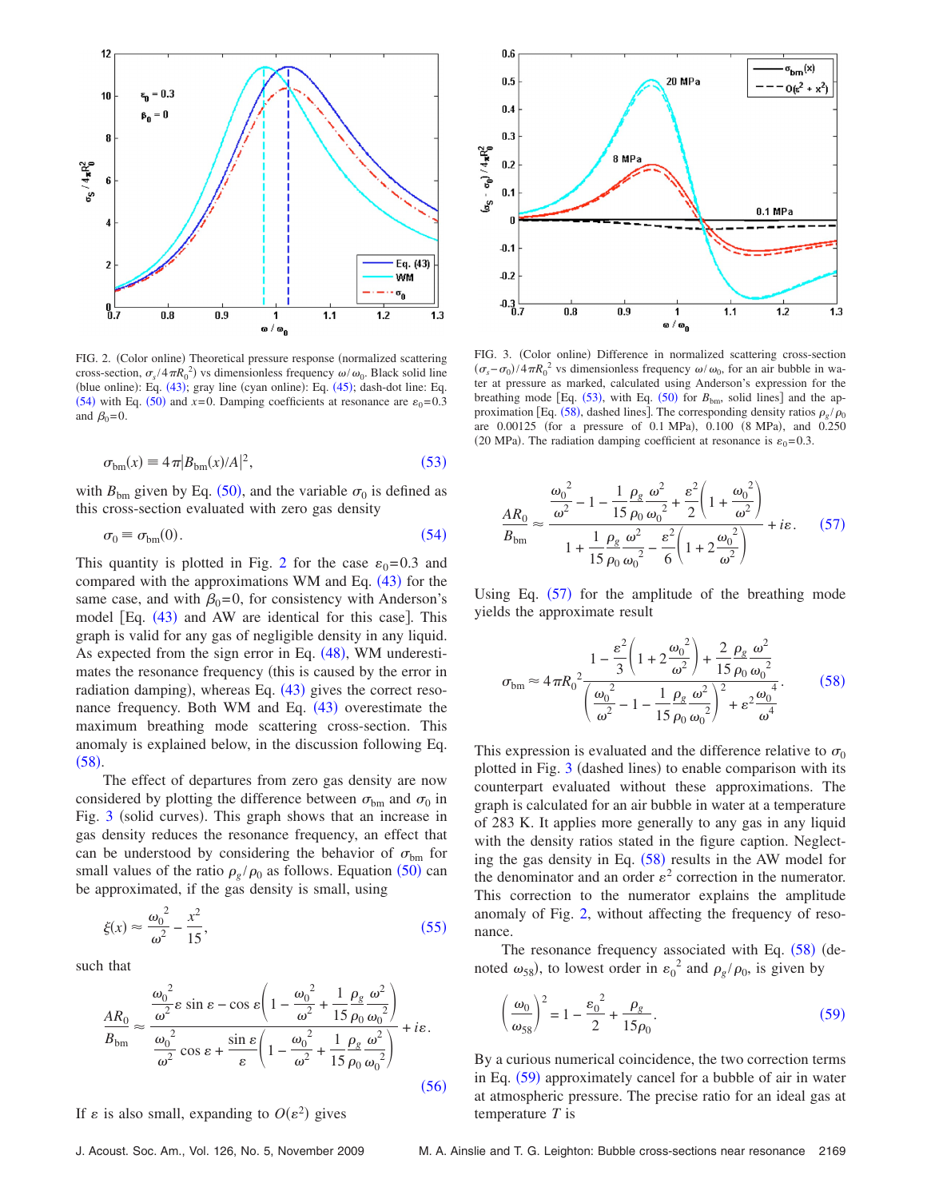FIG. 2. (Color online) Theoretical pressure response (normalized scattering cross-section, $\sigma_s/4\pi R_0^2$) vs dimensionless frequency $\omega/\omega_0$. Black solid line (blue online): Eq. (43); gray line (cyan online): Eq. (45); dash-dot line: Eq. (54) with Eq. (50) and $x=0$. Damping coefficients at resonance are $\varepsilon_0=0.3$ and $\beta_0=0$.

$$\sigma_{\text{bm}}(x) \equiv 4\pi |B_{\text{bm}}(x)/A|^2, \tag{53}$$

with $B_{\text{bm}}$ given by Eq. (50), and the variable $\sigma_0$ is defined as this cross-section evaluated with zero gas density

$$\sigma_0 \equiv \sigma_{\text{bm}}(0). \tag{54}$$

This quantity is plotted in Fig. 2 for the case $\varepsilon_0=0.3$ and compared with the approximations WM and Eq. (43) for the same case, and with $\beta_0=0$, for consistency with Anderson's model [Eq. (43) and AW are identical for this case]. This graph is valid for any gas of negligible density in any liquid. As expected from the sign error in Eq. (48), WM underestimates the resonance frequency (this is caused by the error in radiation damping), whereas Eq. (43) gives the correct resonance frequency. Both WM and Eq. (43) overestimate the maximum breathing mode scattering cross-section. This anomaly is explained below, in the discussion following Eq. (58).

The effect of departures from zero gas density are now considered by plotting the difference between $\sigma_{\text{bm}}$ and $\sigma_0$ in Fig. 3 (solid curves). This graph shows that an increase in gas density reduces the resonance frequency, an effect that can be understood by considering the behavior of $\sigma_{\text{bm}}$ for small values of the ratio $\rho_g/\rho_0$ as follows. Equation (50) can be approximated, if the gas density is small, using

$$\xi(x) \approx \frac{\omega_0^2}{\omega^2} - \frac{x^2}{15}, \tag{55}$$

such that

$$\frac{AR_0}{B_{\text{bm}}} \approx \frac{\dfrac{\omega_0^2}{\omega^2}\varepsilon \sin\varepsilon - \cos\varepsilon\left(1 - \dfrac{\omega_0^2}{\omega^2} + \dfrac{1}{15}\dfrac{\rho_g}{\rho_0}\dfrac{\omega^2}{\omega_0^2}\right)}{\dfrac{\omega_0^2}{\omega^2}\cos\varepsilon + \dfrac{\sin\varepsilon}{\varepsilon}\left(1 - \dfrac{\omega_0^2}{\omega^2} + \dfrac{1}{15}\dfrac{\rho_g}{\rho_0}\dfrac{\omega^2}{\omega_0^2}\right)} + i\varepsilon. \tag{56}$$

If $\varepsilon$ is also small, expanding to $O(\varepsilon^2)$ gives

FIG. 3. (Color online) Difference in normalized scattering cross-section $(\sigma_s-\sigma_0)/4\pi R_0^2$ vs dimensionless frequency $\omega/\omega_0$, for an air bubble in water at pressure as marked, calculated using Anderson's expression for the breathing mode [Eq. (53), with Eq. (50) for $B_{\text{bm}}$, solid lines] and the approximation [Eq. (58), dashed lines]. The corresponding density ratios $\rho_g/\rho_0$ are 0.00125 (for a pressure of 0.1 MPa), 0.100 (8 MPa), and 0.250 (20 MPa). The radiation damping coefficient at resonance is $\varepsilon_0=0.3$.

$$\frac{AR_0}{B_{\text{bm}}} \approx \frac{\dfrac{\omega_0^2}{\omega^2} - 1 - \dfrac{1}{15}\dfrac{\rho_g}{\rho_0}\dfrac{\omega^2}{\omega_0^2} + \dfrac{\varepsilon^2}{2}\left(1 + \dfrac{\omega_0^2}{\omega^2}\right)}{1 + \dfrac{1}{15}\dfrac{\rho_g}{\rho_0}\dfrac{\omega^2}{\omega_0^2} - \dfrac{\varepsilon^2}{6}\left(1 + 2\dfrac{\omega_0^2}{\omega^2}\right)} + i\varepsilon. \tag{57}$$

Using Eq. (57) for the amplitude of the breathing mode yields the approximate result

$$\sigma_{\text{bm}} \approx 4\pi R_0^2 \frac{1 - \dfrac{\varepsilon^2}{3}\left(1 + 2\dfrac{\omega_0^2}{\omega^2}\right) + \dfrac{2}{15}\dfrac{\rho_g}{\rho_0}\dfrac{\omega^2}{\omega_0^2}}{\left(\dfrac{\omega_0^2}{\omega^2} - 1 - \dfrac{1}{15}\dfrac{\rho_g}{\rho_0}\dfrac{\omega^2}{\omega_0^2}\right)^2 + \varepsilon^2\dfrac{\omega_0^4}{\omega^4}}. \tag{58}$$

This expression is evaluated and the difference relative to $\sigma_0$ plotted in Fig. 3 (dashed lines) to enable comparison with its counterpart evaluated without these approximations. The graph is calculated for an air bubble in water at a temperature of 283 K. It applies more generally to any gas in any liquid with the density ratios stated in the figure caption. Neglecting the gas density in Eq. (58) results in the AW model for the denominator and an order $\varepsilon^2$ correction in the numerator. This correction to the numerator explains the amplitude anomaly of Fig. 2, without affecting the frequency of resonance.

The resonance frequency associated with Eq. (58) (denoted $\omega_{58}$), to lowest order in $\varepsilon_0^2$ and $\rho_g/\rho_0$, is given by

$$\left(\frac{\omega_0}{\omega_{58}}\right)^2 = 1 - \frac{\varepsilon_0^2}{2} + \frac{\rho_g}{15\rho_0}. \tag{59}$$

By a curious numerical coincidence, the two correction terms in Eq. (59) approximately cancel for a bubble of air in water at atmospheric pressure. The precise ratio for an ideal gas at temperature $T$ is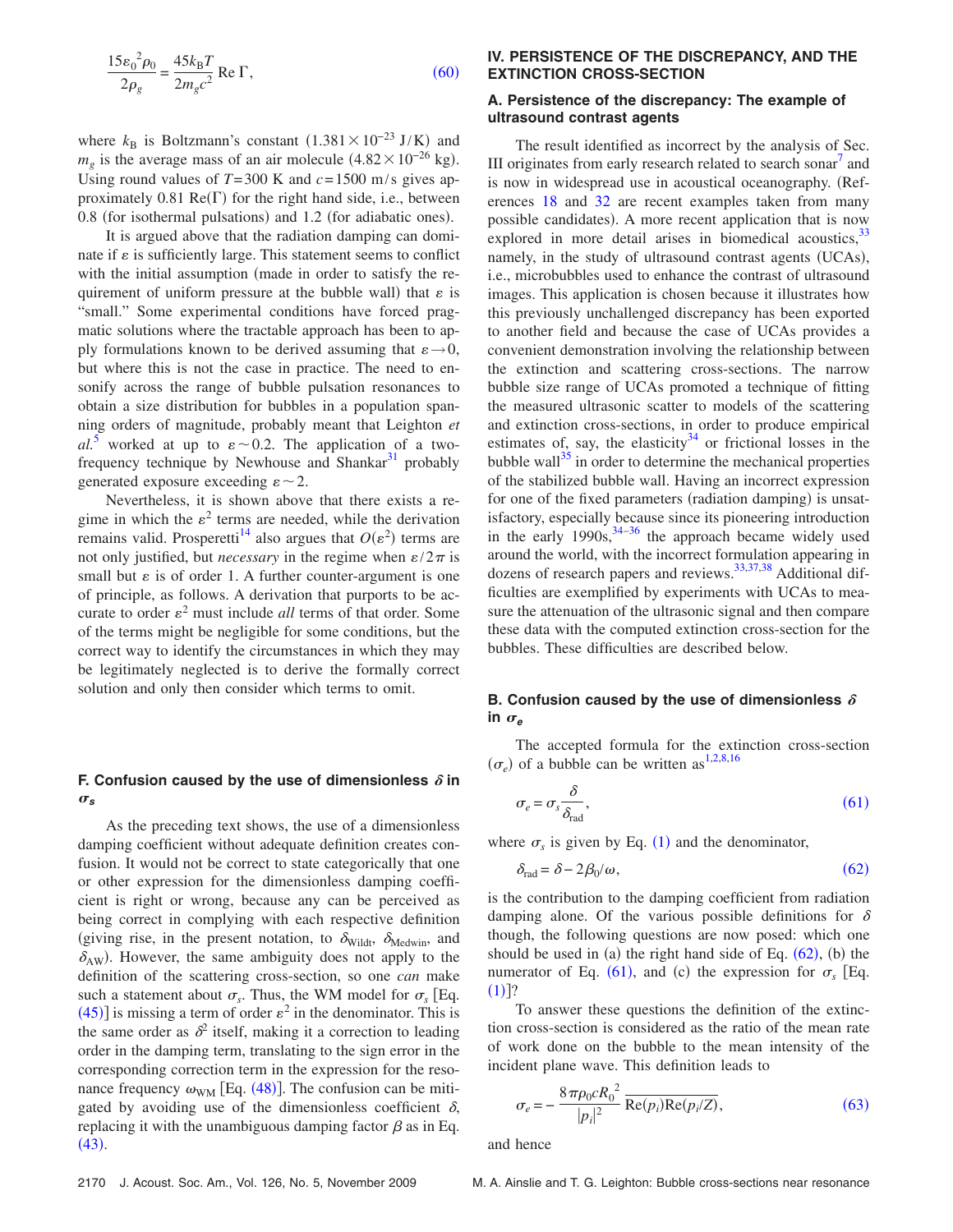$$\frac{15\varepsilon_0^{\,2}\rho_0}{2\rho_g} = \frac{45 k_\mathrm{B} T}{2 m_g c^2}\,\mathrm{Re}\,\Gamma, \tag{60}$$

where $k_\mathrm{B}$ is Boltzmann's constant $(1.381\times 10^{-23}\ \mathrm{J/K})$ and $m_g$ is the average mass of an air molecule $(4.82\times 10^{-26}\ \mathrm{kg})$. Using round values of $T=300$ K and $c=1500$ m/s gives approximately 0.81 $\mathrm{Re}(\Gamma)$ for the right hand side, i.e., between 0.8 (for isothermal pulsations) and 1.2 (for adiabatic ones).

It is argued above that the radiation damping can dominate if $\varepsilon$ is sufficiently large. This statement seems to conflict with the initial assumption (made in order to satisfy the requirement of uniform pressure at the bubble wall) that $\varepsilon$ is "small." Some experimental conditions have forced pragmatic solutions where the tractable approach has been to apply formulations known to be derived assuming that $\varepsilon\to 0$, but where this is not the case in practice. The need to ensonify across the range of bubble pulsation resonances to obtain a size distribution for bubbles in a population spanning orders of magnitude, probably meant that Leighton *et al.*[5] worked at up to $\varepsilon\sim 0.2$. The application of a two-frequency technique by Newhouse and Shankar[31] probably generated exposure exceeding $\varepsilon\sim 2$.

Nevertheless, it is shown above that there exists a regime in which the $\varepsilon^2$ terms are needed, while the derivation remains valid. Prosperetti[14] also argues that $O(\varepsilon^2)$ terms are not only justified, but *necessary* in the regime when $\varepsilon/2\pi$ is small but $\varepsilon$ is of order 1. A further counter-argument is one of principle, as follows. A derivation that purports to be accurate to order $\varepsilon^2$ must include *all* terms of that order. Some of the terms might be negligible for some conditions, but the correct way to identify the circumstances in which they may be legitimately neglected is to derive the formally correct solution and only then consider which terms to omit.

### F. Confusion caused by the use of dimensionless $\delta$ in $\sigma_s$

As the preceding text shows, the use of a dimensionless damping coefficient without adequate definition creates confusion. It would not be correct to state categorically that one or other expression for the dimensionless damping coefficient is right or wrong, because any can be perceived as being correct in complying with each respective definition (giving rise, in the present notation, to $\delta_\mathrm{Wildt}$, $\delta_\mathrm{Medwin}$, and $\delta_\mathrm{AW}$). However, the same ambiguity does not apply to the definition of the scattering cross-section, so one *can* make such a statement about $\sigma_s$. Thus, the WM model for $\sigma_s$ [Eq. (45)] is missing a term of order $\varepsilon^2$ in the denominator. This is the same order as $\delta^2$ itself, making it a correction to leading order in the damping term, translating to the sign error in the corresponding correction term in the expression for the resonance frequency $\omega_\mathrm{WM}$ [Eq. (48)]. The confusion can be mitigated by avoiding use of the dimensionless coefficient $\delta$, replacing it with the unambiguous damping factor $\beta$ as in Eq. (43).

## IV. PERSISTENCE OF THE DISCREPANCY, AND THE EXTINCTION CROSS-SECTION

### A. Persistence of the discrepancy: The example of ultrasound contrast agents

The result identified as incorrect by the analysis of Sec. III originates from early research related to search sonar[7] and is now in widespread use in acoustical oceanography. (References 18 and 32 are recent examples taken from many possible candidates). A more recent application that is now explored in more detail arises in biomedical acoustics,[33] namely, in the study of ultrasound contrast agents (UCAs), i.e., microbubbles used to enhance the contrast of ultrasound images. This application is chosen because it illustrates how this previously unchallenged discrepancy has been exported to another field and because the case of UCAs provides a convenient demonstration involving the relationship between the extinction and scattering cross-sections. The narrow bubble size range of UCAs promoted a technique of fitting the measured ultrasonic scatter to models of the scattering and extinction cross-sections, in order to produce empirical estimates of, say, the elasticity[34] or frictional losses in the bubble wall[35] in order to determine the mechanical properties of the stabilized bubble wall. Having an incorrect expression for one of the fixed parameters (radiation damping) is unsatisfactory, especially because since its pioneering introduction in the early 1990s,[34–36] the approach became widely used around the world, with the incorrect formulation appearing in dozens of research papers and reviews.[33,37,38] Additional difficulties are exemplified by experiments with UCAs to measure the attenuation of the ultrasonic signal and then compare these data with the computed extinction cross-section for the bubbles. These difficulties are described below.

### B. Confusion caused by the use of dimensionless $\delta$ in $\sigma_e$

The accepted formula for the extinction cross-section $(\sigma_e)$ of a bubble can be written as[1,2,8,16]

$$\sigma_e = \sigma_s \frac{\delta}{\delta_\mathrm{rad}}, \tag{61}$$

where $\sigma_s$ is given by Eq. (1) and the denominator,

$$\delta_\mathrm{rad} = \delta - 2\beta_0/\omega, \tag{62}$$

is the contribution to the damping coefficient from radiation damping alone. Of the various possible definitions for $\delta$ though, the following questions are now posed: which one should be used in (a) the right hand side of Eq. (62), (b) the numerator of Eq. (61), and (c) the expression for $\sigma_s$ [Eq. (1)]?

To answer these questions the definition of the extinction cross-section is considered as the ratio of the mean rate of work done on the bubble to the mean intensity of the incident plane wave. This definition leads to

$$\sigma_e = -\frac{8\pi\rho_0 c R_0^{\,2}}{|p_i|^2}\,\overline{\mathrm{Re}(p_i)\mathrm{Re}(p_i/Z)}, \tag{63}$$

and hence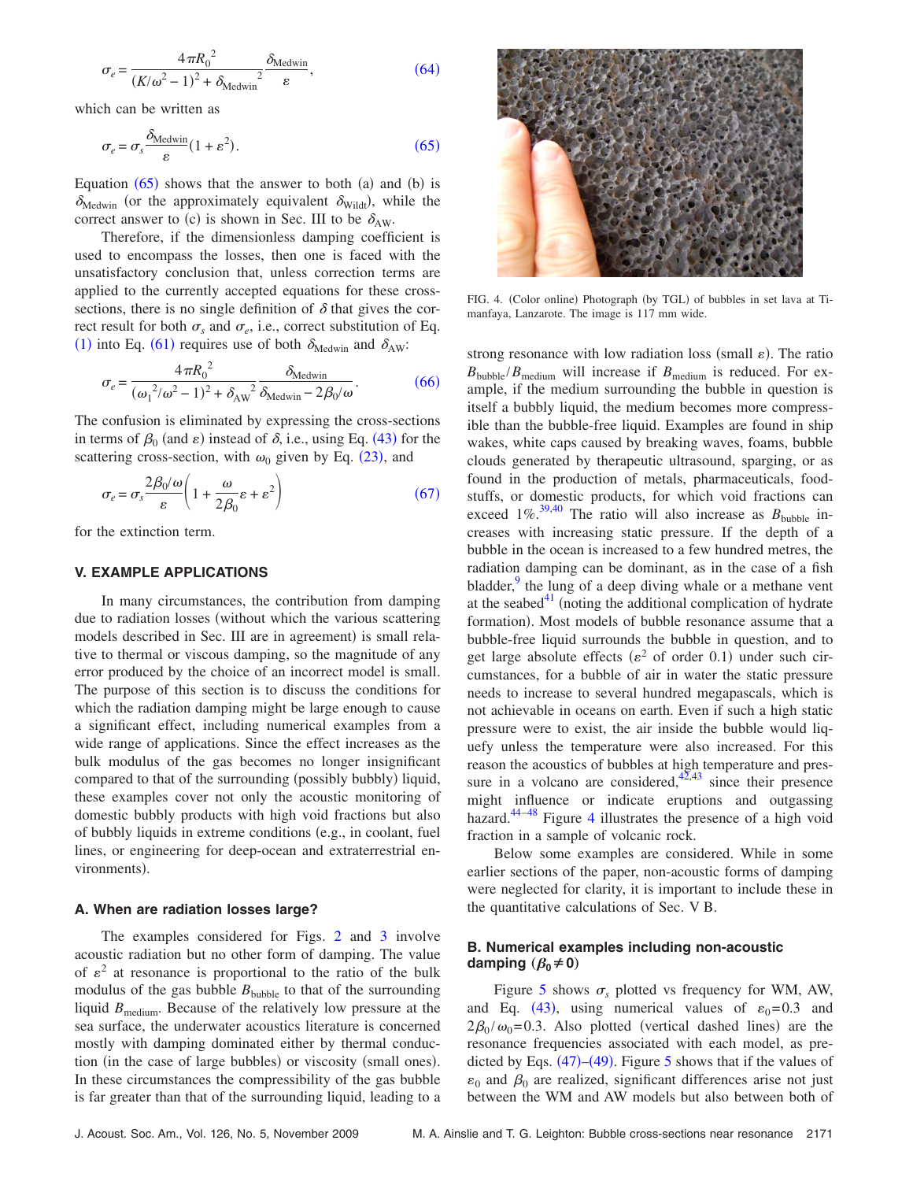$$\sigma_e = \frac{4\pi R_0^2}{(K/\omega^2 - 1)^2 + \delta_{\text{Medwin}}^2} \frac{\delta_{\text{Medwin}}}{\varepsilon}, \tag{64}$$

which can be written as

$$\sigma_e = \sigma_s \frac{\delta_{\text{Medwin}}}{\varepsilon}(1+\varepsilon^2). \tag{65}$$

Equation (65) shows that the answer to both (a) and (b) is $\delta_{\text{Medwin}}$ (or the approximately equivalent $\delta_{\text{Wildt}}$), while the correct answer to (c) is shown in Sec. III to be $\delta_{\text{AW}}$.

Therefore, if the dimensionless damping coefficient is used to encompass the losses, then one is faced with the unsatisfactory conclusion that, unless correction terms are applied to the currently accepted equations for these cross-sections, there is no single definition of $\delta$ that gives the correct result for both $\sigma_s$ and $\sigma_e$, i.e., correct substitution of Eq. (1) into Eq. (61) requires use of both $\delta_{\text{Medwin}}$ and $\delta_{\text{AW}}$:

$$\sigma_e = \frac{4\pi R_0^2}{(\omega_1^2/\omega^2 - 1)^2 + \delta_{\text{AW}}^2} \frac{\delta_{\text{Medwin}}}{\delta_{\text{Medwin}} - 2\beta_0/\omega}. \tag{66}$$

The confusion is eliminated by expressing the cross-sections in terms of $\beta_0$ (and $\varepsilon$) instead of $\delta$, i.e., using Eq. (43) for the scattering cross-section, with $\omega_0$ given by Eq. (23), and

$$\sigma_e = \sigma_s \frac{2\beta_0/\omega}{\varepsilon}\left(1 + \frac{\omega}{2\beta_0}\varepsilon + \varepsilon^2\right) \tag{67}$$

for the extinction term.

## V. EXAMPLE APPLICATIONS

In many circumstances, the contribution from damping due to radiation losses (without which the various scattering models described in Sec. III are in agreement) is small relative to thermal or viscous damping, so the magnitude of any error produced by the choice of an incorrect model is small. The purpose of this section is to discuss the conditions for which the radiation damping might be large enough to cause a significant effect, including numerical examples from a wide range of applications. Since the effect increases as the bulk modulus of the gas becomes no longer insignificant compared to that of the surrounding (possibly bubbly) liquid, these examples cover not only the acoustic monitoring of domestic bubbly products with high void fractions but also of bubbly liquids in extreme conditions (e.g., in coolant, fuel lines, or engineering for deep-ocean and extraterrestrial environments).

### A. When are radiation losses large?

The examples considered for Figs. 2 and 3 involve acoustic radiation but no other form of damping. The value of $\varepsilon^2$ at resonance is proportional to the ratio of the bulk modulus of the gas bubble $B_{\text{bubble}}$ to that of the surrounding liquid $B_{\text{medium}}$. Because of the relatively low pressure at the sea surface, the underwater acoustics literature is concerned mostly with damping dominated either by thermal conduction (in the case of large bubbles) or viscosity (small ones). In these circumstances the compressibility of the gas bubble is far greater than that of the surrounding liquid, leading to a strong resonance with low radiation loss (small $\varepsilon$). The ratio $B_{\text{bubble}}/B_{\text{medium}}$ will increase if $B_{\text{medium}}$ is reduced. For example, if the medium surrounding the bubble in question is itself a bubbly liquid, the medium becomes more compressible than the bubble-free liquid. Examples are found in ship wakes, white caps caused by breaking waves, foams, bubble clouds generated by therapeutic ultrasound, sparging, or as found in the production of metals, pharmaceuticals, foodstuffs, or domestic products, for which void fractions can exceed 1%.[39,40] The ratio will also increase as $B_{\text{bubble}}$ increases with increasing static pressure. If the depth of a bubble in the ocean is increased to a few hundred metres, the radiation damping can be dominant, as in the case of a fish bladder,[9] the lung of a deep diving whale or a methane vent at the seabed[41] (noting the additional complication of hydrate formation). Most models of bubble resonance assume that a bubble-free liquid surrounds the bubble in question, and to get large absolute effects ($\varepsilon^2$ of order 0.1) under such circumstances, for a bubble of air in water the static pressure needs to increase to several hundred megapascals, which is not achievable in oceans on earth. Even if such a high static pressure were to exist, the air inside the bubble would liquefy unless the temperature were also increased. For this reason the acoustics of bubbles at high temperature and pressure in a volcano are considered,[42,43] since their presence might influence or indicate eruptions and outgassing hazard.[44–48] Figure 4 illustrates the presence of a high void fraction in a sample of volcanic rock.

FIG. 4. (Color online) Photograph (by TGL) of bubbles in set lava at Timanfaya, Lanzarote. The image is 117 mm wide.

Below some examples are considered. While in some earlier sections of the paper, non-acoustic forms of damping were neglected for clarity, it is important to include these in the quantitative calculations of Sec. V B.

### B. Numerical examples including non-acoustic damping ($\beta_0 \neq 0$)

Figure 5 shows $\sigma_s$ plotted vs frequency for WM, AW, and Eq. (43), using numerical values of $\varepsilon_0 = 0.3$ and $2\beta_0/\omega_0 = 0.3$. Also plotted (vertical dashed lines) are the resonance frequencies associated with each model, as predicted by Eqs. (47)–(49). Figure 5 shows that if the values of $\varepsilon_0$ and $\beta_0$ are realized, significant differences arise not just between the WM and AW models but also between both of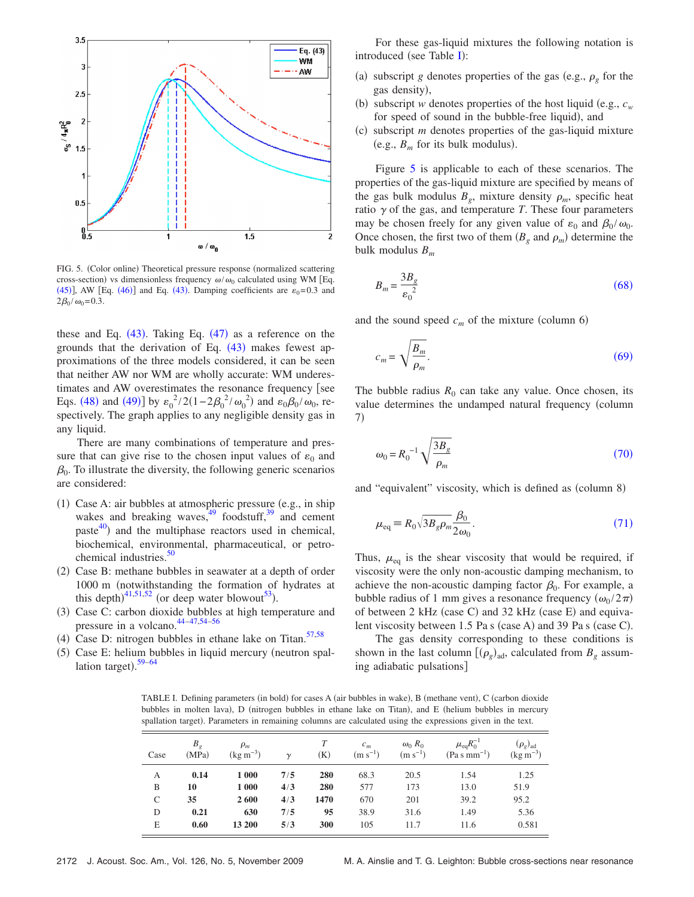FIG. 5. (Color online) Theoretical pressure response (normalized scattering cross-section) vs dimensionless frequency $\omega/\omega_0$ calculated using WM [Eq. (45)], AW [Eq. (46)] and Eq. (43). Damping coefficients are $\varepsilon_0=0.3$ and $2\beta_0/\omega_0=0.3$.

these and Eq. (43). Taking Eq. (47) as a reference on the grounds that the derivation of Eq. (43) makes fewest approximations of the three models considered, it can be seen that neither AW nor WM are wholly accurate: WM underestimates and AW overestimates the resonance frequency [see Eqs. (48) and (49)] by $\varepsilon_0^2/2(1-2\beta_0^2/\omega_0^2)$ and $\varepsilon_0\beta_0/\omega_0$, respectively. The graph applies to any negligible density gas in any liquid.

There are many combinations of temperature and pressure that can give rise to the chosen input values of $\varepsilon_0$ and $\beta_0$. To illustrate the diversity, the following generic scenarios are considered:

1. Case A: air bubbles at atmospheric pressure (e.g., in ship wakes and breaking waves,[49] foodstuff,[39] and cement paste[40]) and the multiphase reactors used in chemical, biochemical, environmental, pharmaceutical, or petrochemical industries.[50]
2. Case B: methane bubbles in seawater at a depth of order 1000 m (notwithstanding the formation of hydrates at this depth)[41,51,52] (or deep water blowout[53]).
3. Case C: carbon dioxide bubbles at high temperature and pressure in a volcano.[44–47,54–56]
4. Case D: nitrogen bubbles in ethane lake on Titan.[57,58]
5. Case E: helium bubbles in liquid mercury (neutron spallation target).[59–64]

For these gas-liquid mixtures the following notation is introduced (see Table I):

(a) subscript $g$ denotes properties of the gas (e.g., $\rho_g$ for the gas density),
(b) subscript $w$ denotes properties of the host liquid (e.g., $c_w$ for speed of sound in the bubble-free liquid), and
(c) subscript $m$ denotes properties of the gas-liquid mixture (e.g., $B_m$ for its bulk modulus).

Figure 5 is applicable to each of these scenarios. The properties of the gas-liquid mixture are specified by means of the gas bulk modulus $B_g$, mixture density $\rho_m$, specific heat ratio $\gamma$ of the gas, and temperature $T$. These four parameters may be chosen freely for any given value of $\varepsilon_0$ and $\beta_0/\omega_0$. Once chosen, the first two of them ($B_g$ and $\rho_m$) determine the bulk modulus $B_m$

$$B_m = \frac{3B_g}{\varepsilon_0^2} \tag{68}$$

and the sound speed $c_m$ of the mixture (column 6)

$$c_m = \sqrt{\frac{B_m}{\rho_m}}. \tag{69}$$

The bubble radius $R_0$ can take any value. Once chosen, its value determines the undamped natural frequency (column 7)

$$\omega_0 = R_0^{-1}\sqrt{\frac{3B_g}{\rho_m}} \tag{70}$$

and "equivalent" viscosity, which is defined as (column 8)

$$\mu_{\mathrm{eq}} \equiv R_0\sqrt{3B_g\rho_m}\frac{\beta_0}{2\omega_0}. \tag{71}$$

Thus, $\mu_{\mathrm{eq}}$ is the shear viscosity that would be required, if viscosity were the only non-acoustic damping mechanism, to achieve the non-acoustic damping factor $\beta_0$. For example, a bubble radius of 1 mm gives a resonance frequency ($\omega_0/2\pi$) of between 2 kHz (case C) and 32 kHz (case E) and equivalent viscosity between 1.5 Pa s (case A) and 39 Pa s (case C).

The gas density corresponding to these conditions is shown in the last column [$(\rho_g)_{\mathrm{ad}}$, calculated from $B_g$ assuming adiabatic pulsations]

TABLE I. Defining parameters (in bold) for cases A (air bubbles in wake), B (methane vent), C (carbon dioxide bubbles in molten lava), D (nitrogen bubbles in ethane lake on Titan), and E (helium bubbles in mercury spallation target). Parameters in remaining columns are calculated using the expressions given in the text.

| Case | $B_g$ (MPa) | $\rho_m$ (kg m$^{-3}$) | $\gamma$ | $T$ (K) | $c_m$ (m s$^{-1}$) | $\omega_0 R_0$ (m s$^{-1}$) | $\mu_{\mathrm{eq}}R_0^{-1}$ (Pa s mm$^{-1}$) | $(\rho_g)_{\mathrm{ad}}$ (kg m$^{-3}$) |
|---|---|---|---|---|---|---|---|---|
| A | **0.14** | **1 000** | **7/5** | **280** | 68.3 | 20.5 | 1.54 | 1.25 |
| B | **10** | **1 000** | **4/3** | **280** | 577 | 173 | 13.0 | 51.9 |
| C | **35** | **2 600** | **4/3** | **1470** | 670 | 201 | 39.2 | 95.2 |
| D | **0.21** | **630** | **7/5** | **95** | 38.9 | 31.6 | 1.49 | 5.36 |
| E | **0.60** | **13 200** | **5/3** | **300** | 105 | 11.7 | 11.6 | 0.581 |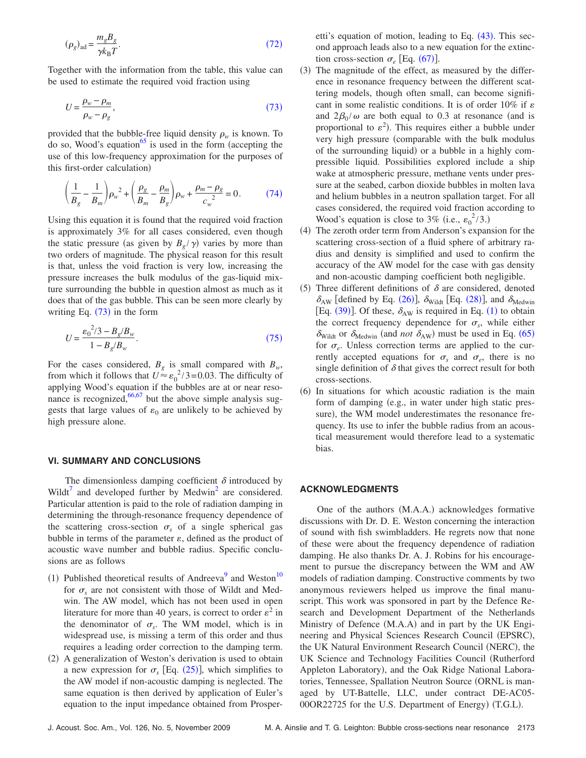$$(\rho_g)_{\text{ad}} = \frac{m_g B_g}{\gamma k_B T}. \tag{72}$$

Together with the information from the table, this value can be used to estimate the required void fraction using

$$U = \frac{\rho_w - \rho_m}{\rho_w - \rho_g}, \tag{73}$$

provided that the bubble-free liquid density $\rho_w$ is known. To do so, Wood's equation[65] is used in the form (accepting the use of this low-frequency approximation for the purposes of this first-order calculation)

$$\left(\frac{1}{B_g} - \frac{1}{B_m}\right)\rho_w^{\,2} + \left(\frac{\rho_g}{B_m} - \frac{\rho_m}{B_g}\right)\rho_w + \frac{\rho_m - \rho_g}{c_w^{\,2}} = 0. \tag{74}$$

Using this equation it is found that the required void fraction is approximately 3% for all cases considered, even though the static pressure (as given by $B_g/\gamma$) varies by more than two orders of magnitude. The physical reason for this result is that, unless the void fraction is very low, increasing the pressure increases the bulk modulus of the gas-liquid mixture surrounding the bubble in question almost as much as it does that of the gas bubble. This can be seen more clearly by writing Eq. (73) in the form

$$U = \frac{\varepsilon_0^{\,2}/3 - B_g/B_w}{1 - B_g/B_w}. \tag{75}$$

For the cases considered, $B_g$ is small compared with $B_w$, from which it follows that $U \approx \varepsilon_0^{\,2}/3 = 0.03$. The difficulty of applying Wood's equation if the bubbles are at or near resonance is recognized,[66,67] but the above simple analysis suggests that large values of $\varepsilon_0$ are unlikely to be achieved by high pressure alone.

## VI. SUMMARY AND CONCLUSIONS

The dimensionless damping coefficient $\delta$ introduced by Wildt[7] and developed further by Medwin[2] are considered. Particular attention is paid to the role of radiation damping in determining the through-resonance frequency dependence of the scattering cross-section $\sigma_s$ of a single spherical gas bubble in terms of the parameter $\varepsilon$, defined as the product of acoustic wave number and bubble radius. Specific conclusions are as follows

(1) Published theoretical results of Andreeva[9] and Weston[10] for $\sigma_s$ are not consistent with those of Wildt and Medwin. The AW model, which has not been used in open literature for more than 40 years, is correct to order $\varepsilon^2$ in the denominator of $\sigma_s$. The WM model, which is in widespread use, is missing a term of this order and thus requires a leading order correction to the damping term.

(2) A generalization of Weston's derivation is used to obtain a new expression for $\sigma_s$ [Eq. (25)], which simplifies to the AW model if non-acoustic damping is neglected. The same equation is then derived by application of Euler's equation to the input impedance obtained from Prosperetti's equation of motion, leading to Eq. (43). This second approach leads also to a new equation for the extinction cross-section $\sigma_e$ [Eq. (67)].

(3) The magnitude of the effect, as measured by the difference in resonance frequency between the different scattering models, though often small, can become significant in some realistic conditions. It is of order 10% if $\varepsilon$ and $2\beta_0/\omega$ are both equal to 0.3 at resonance (and is proportional to $\varepsilon^2$). This requires either a bubble under very high pressure (comparable with the bulk modulus of the surrounding liquid) or a bubble in a highly compressible liquid. Possibilities explored include a ship wake at atmospheric pressure, methane vents under pressure at the seabed, carbon dioxide bubbles in molten lava and helium bubbles in a neutron spallation target. For all cases considered, the required void fraction according to Wood's equation is close to 3% (i.e., $\varepsilon_0^{\,2}/3$.)

(4) The zeroth order term from Anderson's expansion for the scattering cross-section of a fluid sphere of arbitrary radius and density is simplified and used to confirm the accuracy of the AW model for the case with gas density and non-acoustic damping coefficient both negligible.

(5) Three different definitions of $\delta$ are considered, denoted $\delta_{\text{AW}}$ [defined by Eq. (26)], $\delta_{\text{Wildt}}$ [Eq. (28)], and $\delta_{\text{Medwin}}$ [Eq. (39)]. Of these, $\delta_{\text{AW}}$ is required in Eq. (1) to obtain the correct frequency dependence for $\sigma_s$, while either $\delta_{\text{Wildt}}$ or $\delta_{\text{Medwin}}$ (and *not* $\delta_{\text{AW}}$) must be used in Eq. (65) for $\sigma_e$. Unless correction terms are applied to the currently accepted equations for $\sigma_s$ and $\sigma_e$, there is no single definition of $\delta$ that gives the correct result for both cross-sections.

(6) In situations for which acoustic radiation is the main form of damping (e.g., in water under high static pressure), the WM model underestimates the resonance frequency. Its use to infer the bubble radius from an acoustical measurement would therefore lead to a systematic bias.

## ACKNOWLEDGMENTS

One of the authors (M.A.A.) acknowledges formative discussions with Dr. D. E. Weston concerning the interaction of sound with fish swimbladders. He regrets now that none of these were about the frequency dependence of radiation damping. He also thanks Dr. A. J. Robins for his encouragement to pursue the discrepancy between the WM and AW models of radiation damping. Constructive comments by two anonymous reviewers helped us improve the final manuscript. This work was sponsored in part by the Defence Research and Development Department of the Netherlands Ministry of Defence (M.A.A) and in part by the UK Engineering and Physical Sciences Research Council (EPSRC), the UK Natural Environment Research Council (NERC), the UK Science and Technology Facilities Council (Rutherford Appleton Laboratory), and the Oak Ridge National Laboratories, Tennessee, Spallation Neutron Source (ORNL is managed by UT-Battelle, LLC, under contract DE-AC05-00OR22725 for the U.S. Department of Energy) (T.G.L).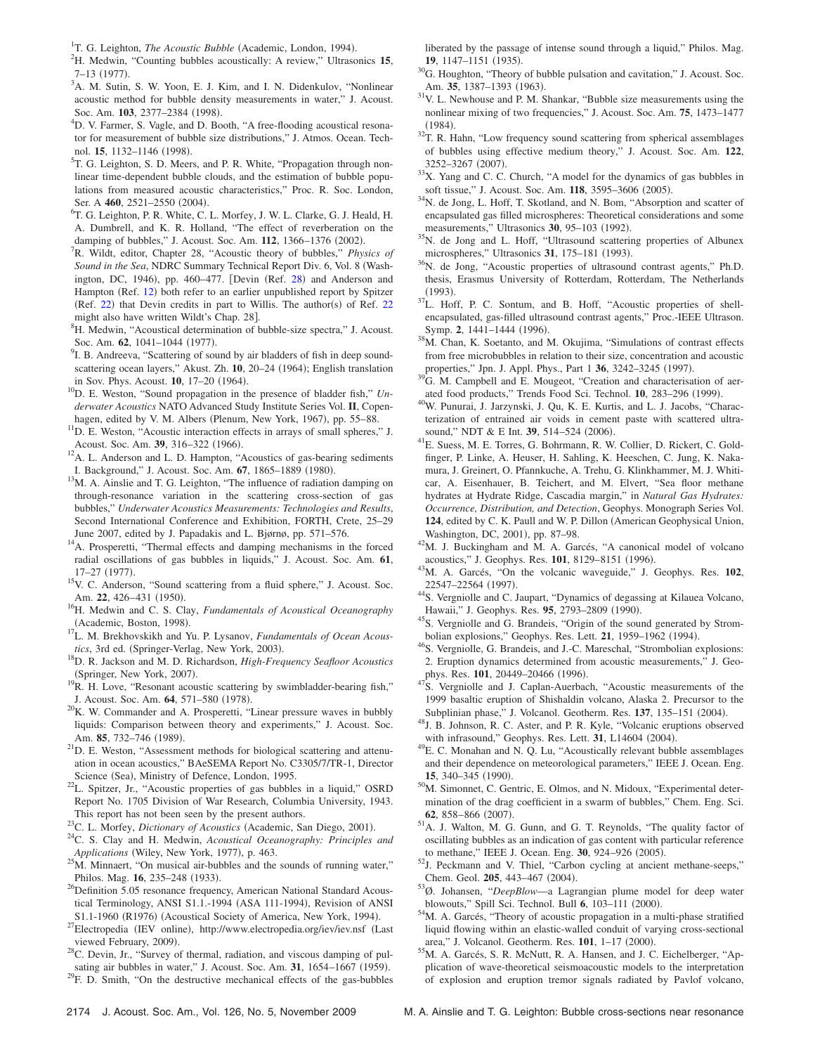[1] T. G. Leighton, *The Acoustic Bubble* (Academic, London, 1994).

[2] H. Medwin, "Counting bubbles acoustically: A review," Ultrasonics **15**, 7–13 (1977).

[3] A. M. Sutin, S. W. Yoon, E. J. Kim, and I. N. Didenkulov, "Nonlinear acoustic method for bubble density measurements in water," J. Acoust. Soc. Am. **103**, 2377–2384 (1998).

[4] D. V. Farmer, S. Vagle, and D. Booth, "A free-flooding acoustical resonator for measurement of bubble size distributions," J. Atmos. Ocean. Technol. **15**, 1132–1146 (1998).

[5] T. G. Leighton, S. D. Meers, and P. R. White, "Propagation through nonlinear time-dependent bubble clouds, and the estimation of bubble populations from measured acoustic characteristics," Proc. R. Soc. London, Ser. A **460**, 2521–2550 (2004).

[6] T. G. Leighton, P. R. White, C. L. Morfey, J. W. L. Clarke, G. J. Heald, H. A. Dumbrell, and K. R. Holland, "The effect of reverberation on the damping of bubbles," J. Acoust. Soc. Am. **112**, 1366–1376 (2002).

[7] R. Wildt, editor, Chapter 28, "Acoustic theory of bubbles," *Physics of Sound in the Sea*, NDRC Summary Technical Report Div. 6, Vol. 8 (Washington, DC, 1946), pp. 460–477. [Devin (Ref. 28) and Anderson and Hampton (Ref. 12) both refer to an earlier unpublished report by Spitzer (Ref. 22) that Devin credits in part to Willis. The author(s) of Ref. 22 might also have written Wildt's Chap. 28].

[8] H. Medwin, "Acoustical determination of bubble-size spectra," J. Acoust. Soc. Am. **62**, 1041–1044 (1977).

[9] I. B. Andreeva, "Scattering of sound by air bladders of fish in deep sound-scattering ocean layers," Akust. Zh. **10**, 20–24 (1964); English translation in Sov. Phys. Acoust. **10**, 17–20 (1964).

[10] D. E. Weston, "Sound propagation in the presence of bladder fish," *Underwater Acoustics* NATO Advanced Study Institute Series Vol. **II**, Copenhagen, edited by V. M. Albers (Plenum, New York, 1967), pp. 55–88.

[11] D. E. Weston, "Acoustic interaction effects in arrays of small spheres," J. Acoust. Soc. Am. **39**, 316–322 (1966).

[12] A. L. Anderson and L. D. Hampton, "Acoustics of gas-bearing sediments I. Background," J. Acoust. Soc. Am. **67**, 1865–1889 (1980).

[13] M. A. Ainslie and T. G. Leighton, "The influence of radiation damping on through-resonance variation in the scattering cross-section of gas bubbles," *Underwater Acoustics Measurements: Technologies and Results*, Second International Conference and Exhibition, FORTH, Crete, 25–29 June 2007, edited by J. Papadakis and L. Bjørnø, pp. 571–576.

[14] A. Prosperetti, "Thermal effects and damping mechanisms in the forced radial oscillations of gas bubbles in liquids," J. Acoust. Soc. Am. **61**, 17–27 (1977).

[15] V. C. Anderson, "Sound scattering from a fluid sphere," J. Acoust. Soc. Am. **22**, 426–431 (1950).

[16] H. Medwin and C. S. Clay, *Fundamentals of Acoustical Oceanography* (Academic, Boston, 1998).

[17] L. M. Brekhovskikh and Yu. P. Lysanov, *Fundamentals of Ocean Acoustics*, 3rd ed. (Springer-Verlag, New York, 2003).

[18] D. R. Jackson and M. D. Richardson, *High-Frequency Seafloor Acoustics* (Springer, New York, 2007).

[19] R. H. Love, "Resonant acoustic scattering by swimbladder-bearing fish," J. Acoust. Soc. Am. **64**, 571–580 (1978).

[20] K. W. Commander and A. Prosperetti, "Linear pressure waves in bubbly liquids: Comparison between theory and experiments," J. Acoust. Soc. Am. **85**, 732–746 (1989).

[21] D. E. Weston, "Assessment methods for biological scattering and attenuation in ocean acoustics," BAeSEMA Report No. C3305/7/TR-1, Director Science (Sea), Ministry of Defence, London, 1995.

[22] L. Spitzer, Jr., "Acoustic properties of gas bubbles in a liquid," OSRD Report No. 1705 Division of War Research, Columbia University, 1943. This report has not been seen by the present authors.

[23] C. L. Morfey, *Dictionary of Acoustics* (Academic, San Diego, 2001).

[24] C. S. Clay and H. Medwin, *Acoustical Oceanography: Principles and Applications* (Wiley, New York, 1977), p. 463.

[25] M. Minnaert, "On musical air-bubbles and the sounds of running water," Philos. Mag. **16**, 235–248 (1933).

[26] Definition 5.05 resonance frequency, American National Standard Acoustical Terminology, ANSI S1.1.-1994 (ASA 111-1994), Revision of ANSI S1.1-1960 (R1976) (Acoustical Society of America, New York, 1994).

[27] Electropedia (IEV online), http://www.electropedia.org/iev/iev.nsf (Last viewed February, 2009).

[28] C. Devin, Jr., "Survey of thermal, radiation, and viscous damping of pulsating air bubbles in water," J. Acoust. Soc. Am. **31**, 1654–1667 (1959).

[29] F. D. Smith, "On the destructive mechanical effects of the gas-bubbles liberated by the passage of intense sound through a liquid," Philos. Mag. **19**, 1147–1151 (1935).

[30] G. Houghton, "Theory of bubble pulsation and cavitation," J. Acoust. Soc. Am. **35**, 1387–1393 (1963).

[31] V. L. Newhouse and P. M. Shankar, "Bubble size measurements using the nonlinear mixing of two frequencies," J. Acoust. Soc. Am. **75**, 1473–1477 (1984).

[32] T. R. Hahn, "Low frequency sound scattering from spherical assemblages of bubbles using effective medium theory," J. Acoust. Soc. Am. **122**, 3252–3267 (2007).

[33] X. Yang and C. C. Church, "A model for the dynamics of gas bubbles in soft tissue," J. Acoust. Soc. Am. **118**, 3595–3606 (2005).

[34] N. de Jong, L. Hoff, T. Skotland, and N. Bom, "Absorption and scatter of encapsulated gas filled microspheres: Theoretical considerations and some measurements," Ultrasonics **30**, 95–103 (1992).

[35] N. de Jong and L. Hoff, "Ultrasound scattering properties of Albunex microspheres," Ultrasonics **31**, 175–181 (1993).

[36] N. de Jong, "Acoustic properties of ultrasound contrast agents," Ph.D. thesis, Erasmus University of Rotterdam, Rotterdam, The Netherlands (1993).

[37] L. Hoff, P. C. Sontum, and B. Hoff, "Acoustic properties of shell-encapsulated, gas-filled ultrasound contrast agents," Proc.-IEEE Ultrason. Symp. **2**, 1441–1444 (1996).

[38] M. Chan, K. Soetanto, and M. Okujima, "Simulations of contrast effects from free microbubbles in relation to their size, concentration and acoustic properties," Jpn. J. Appl. Phys., Part 1 **36**, 3242–3245 (1997).

[39] G. M. Campbell and E. Mougeot, "Creation and characterisation of aerated food products," Trends Food Sci. Technol. **10**, 283–296 (1999).

[40] W. Punurai, J. Jarzynski, J. Qu, K. E. Kurtis, and L. J. Jacobs, "Characterization of entrained air voids in cement paste with scattered ultrasound," NDT & E Int. **39**, 514–524 (2006).

[41] E. Suess, M. E. Torres, G. Bohrmann, R. W. Collier, D. Rickert, C. Goldfinger, P. Linke, A. Heuser, H. Sahling, K. Heeschen, C. Jung, K. Nakamura, J. Greinert, O. Pfannkuche, A. Trehu, G. Klinkhammer, M. J. Whiticar, A. Eisenhauer, B. Teichert, and M. Elvert, "Sea floor methane hydrates at Hydrate Ridge, Cascadia margin," in *Natural Gas Hydrates: Occurrence, Distribution, and Detection*, Geophys. Monograph Series Vol. **124**, edited by C. K. Paull and W. P. Dillon (American Geophysical Union, Washington, DC, 2001), pp. 87–98.

[42] M. J. Buckingham and M. A. Garcés, "A canonical model of volcano acoustics," J. Geophys. Res. **101**, 8129–8151 (1996).

[43] M. A. Garcés, "On the volcanic waveguide," J. Geophys. Res. **102**, 22547–22564 (1997).

[44] S. Vergniolle and C. Jaupart, "Dynamics of degassing at Kilauea Volcano, Hawaii," J. Geophys. Res. **95**, 2793–2809 (1990).

[45] S. Vergniolle and G. Brandeis, "Origin of the sound generated by Strombolian explosions," Geophys. Res. Lett. **21**, 1959–1962 (1994).

[46] S. Vergniolle, G. Brandeis, and J.-C. Mareschal, "Strombolian explosions: 2. Eruption dynamics determined from acoustic measurements," J. Geophys. Res. **101**, 20449–20466 (1996).

[47] S. Vergniolle and J. Caplan-Auerbach, "Acoustic measurements of the 1999 basaltic eruption of Shishaldin volcano, Alaska 2. Precursor to the Subplinian phase," J. Volcanol. Geotherm. Res. **137**, 135–151 (2004).

[48] J. B. Johnson, R. C. Aster, and P. R. Kyle, "Volcanic eruptions observed with infrasound," Geophys. Res. Lett. **31**, L14604 (2004).

[49] E. C. Monahan and N. Q. Lu, "Acoustically relevant bubble assemblages and their dependence on meteorological parameters," IEEE J. Ocean. Eng. **15**, 340–345 (1990).

[50] M. Simonnet, C. Gentric, E. Olmos, and N. Midoux, "Experimental determination of the drag coefficient in a swarm of bubbles," Chem. Eng. Sci. **62**, 858–866 (2007).

[51] A. J. Walton, M. G. Gunn, and G. T. Reynolds, "The quality factor of oscillating bubbles as an indication of gas content with particular reference to methane," IEEE J. Ocean. Eng. **30**, 924–926 (2005).

[52] J. Peckmann and V. Thiel, "Carbon cycling at ancient methane-seeps," Chem. Geol. **205**, 443–467 (2004).

[53] Ø. Johansen, "*DeepBlow*—a Lagrangian plume model for deep water blowouts," Spill Sci. Technol. Bull **6**, 103–111 (2000).

[54] M. A. Garcés, "Theory of acoustic propagation in a multi-phase stratified liquid flowing within an elastic-walled conduit of varying cross-sectional area," J. Volcanol. Geotherm. Res. **101**, 1–17 (2000).

[55] M. A. Garcés, S. R. McNutt, R. A. Hansen, and J. C. Eichelberger, "Application of wave-theoretical seismoacoustic models to the interpretation of explosion and eruption tremor signals radiated by Pavlof volcano,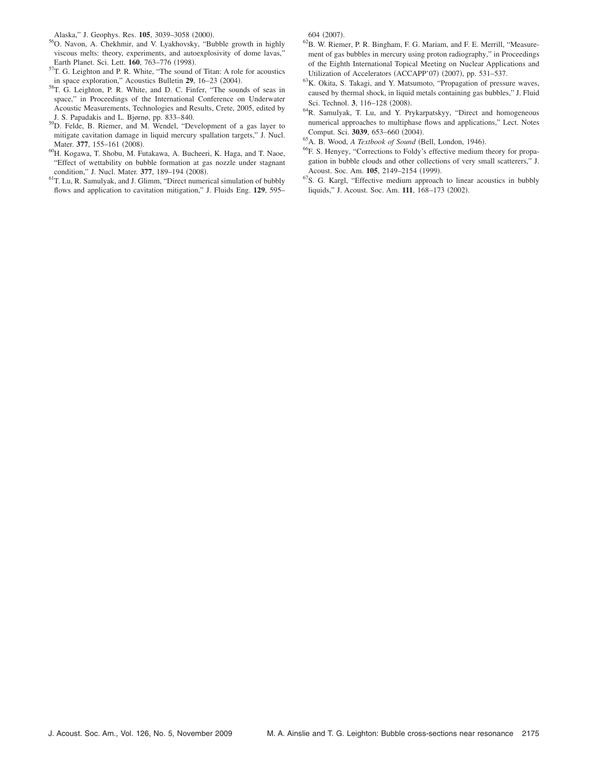Alaska," J. Geophys. Res. **105**, 3039–3058 (2000).

[56] O. Navon, A. Chekhmir, and V. Lyakhovsky, "Bubble growth in highly viscous melts: theory, experiments, and autoexplosivity of dome lavas," Earth Planet. Sci. Lett. **160**, 763–776 (1998).

[57] T. G. Leighton and P. R. White, "The sound of Titan: A role for acoustics in space exploration," Acoustics Bulletin **29**, 16–23 (2004).

[58] T. G. Leighton, P. R. White, and D. C. Finfer, "The sounds of seas in space," in Proceedings of the International Conference on Underwater Acoustic Measurements, Technologies and Results, Crete, 2005, edited by J. S. Papadakis and L. Bjørnø, pp. 833–840.

[59] D. Felde, B. Riemer, and M. Wendel, "Development of a gas layer to mitigate cavitation damage in liquid mercury spallation targets," J. Nucl. Mater. **377**, 155–161 (2008).

[60] H. Kogawa, T. Shobu, M. Futakawa, A. Bucheeri, K. Haga, and T. Naoe, "Effect of wettability on bubble formation at gas nozzle under stagnant condition," J. Nucl. Mater. **377**, 189–194 (2008).

[61] T. Lu, R. Samulyak, and J. Glimm, "Direct numerical simulation of bubbly flows and application to cavitation mitigation," J. Fluids Eng. **129**, 595–604 (2007).

[62] B. W. Riemer, P. R. Bingham, F. G. Mariam, and F. E. Merrill, "Measurement of gas bubbles in mercury using proton radiography," in Proceedings of the Eighth International Topical Meeting on Nuclear Applications and Utilization of Accelerators (ACCAPP'07) (2007), pp. 531–537.

[63] K. Okita, S. Takagi, and Y. Matsumoto, "Propagation of pressure waves, caused by thermal shock, in liquid metals containing gas bubbles," J. Fluid Sci. Technol. **3**, 116–128 (2008).

[64] R. Samulyak, T. Lu, and Y. Prykarpatskyy, "Direct and homogeneous numerical approaches to multiphase flows and applications," Lect. Notes Comput. Sci. **3039**, 653–660 (2004).

[65] A. B. Wood, *A Textbook of Sound* (Bell, London, 1946).

[66] F. S. Henyey, "Corrections to Foldy's effective medium theory for propagation in bubble clouds and other collections of very small scatterers," J. Acoust. Soc. Am. **105**, 2149–2154 (1999).

[67] S. G. Kargl, "Effective medium approach to linear acoustics in bubbly liquids," J. Acoust. Soc. Am. **111**, 168–173 (2002).